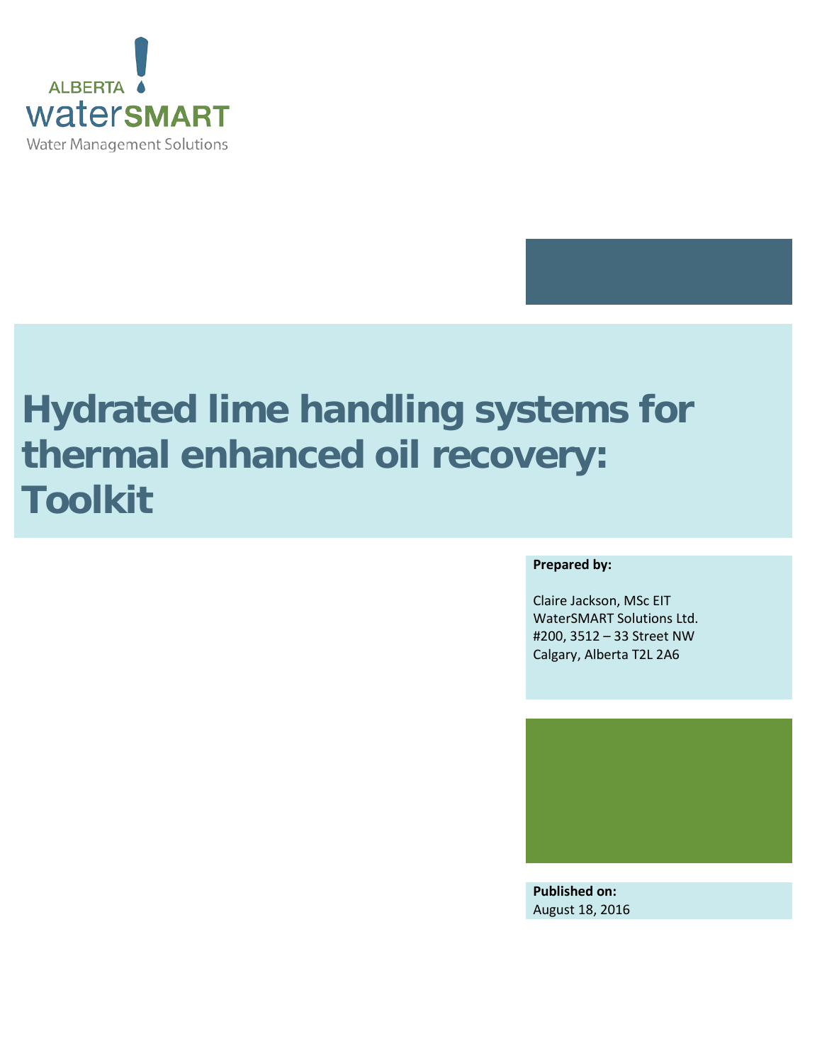ALBERTA waterSMART

Water Management Solutions

# Hydrated lime handling systems for thermal enhanced oil recovery: Toolkit

**Prepared by:**

Claire Jackson, MSc EIT
WaterSMART Solutions Ltd.
#200, 3512 – 33 Street NW
Calgary, Alberta T2L 2A6

**Published on:**
August 18, 2016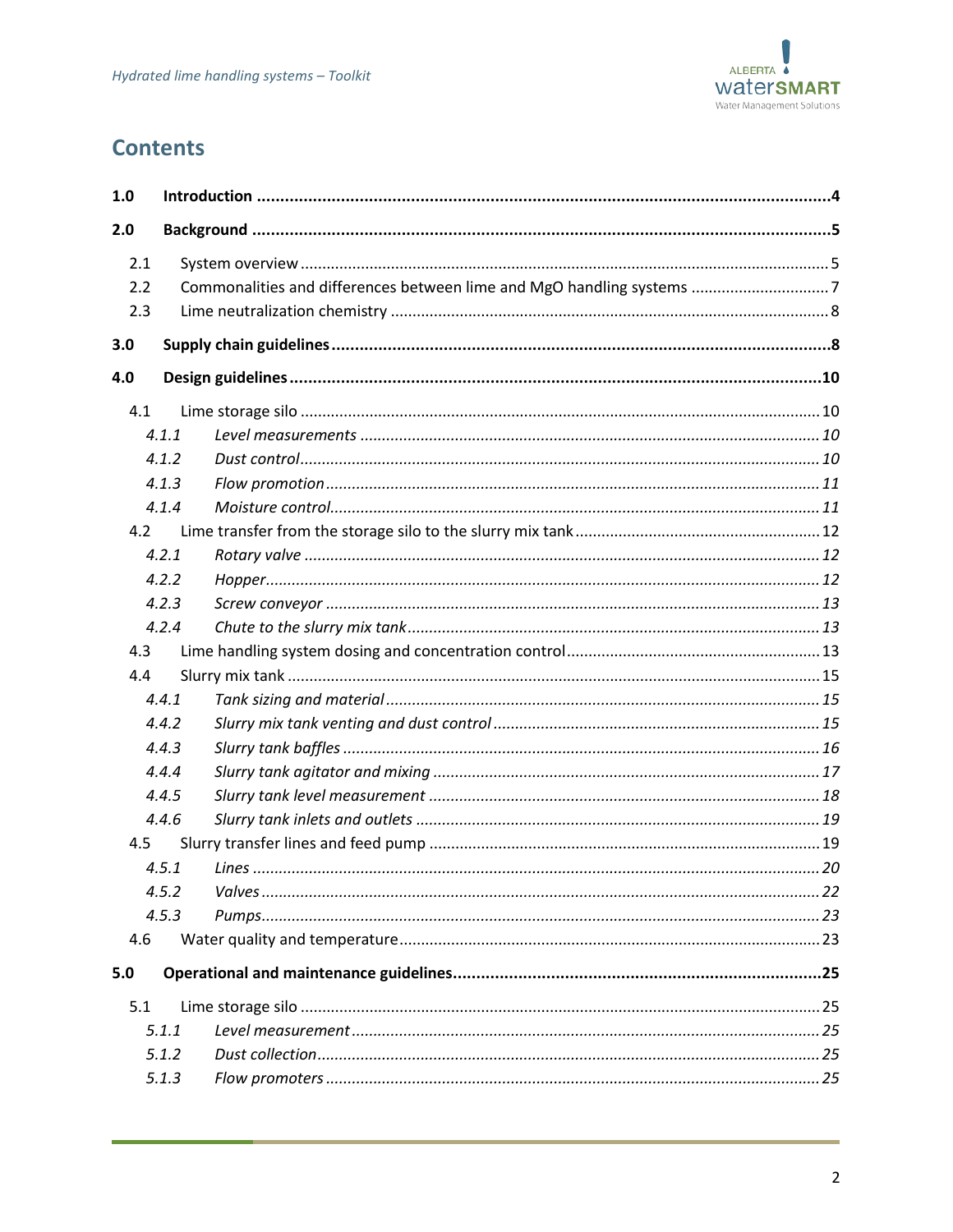## Contents

**1.0 Introduction** .......... **4**

**2.0 Background** .......... **5**

- 2.1 System overview .......... 5
- 2.2 Commonalities and differences between lime and MgO handling systems .......... 7
- 2.3 Lime neutralization chemistry .......... 8

**3.0 Supply chain guidelines** .......... **8**

**4.0 Design guidelines** .......... **10**

- 4.1 Lime storage silo .......... 10
  - *4.1.1 Level measurements* .......... *10*
  - *4.1.2 Dust control* .......... *10*
  - *4.1.3 Flow promotion* .......... *11*
  - *4.1.4 Moisture control* .......... *11*
- 4.2 Lime transfer from the storage silo to the slurry mix tank .......... 12
  - *4.2.1 Rotary valve* .......... *12*
  - *4.2.2 Hopper* .......... *12*
  - *4.2.3 Screw conveyor* .......... *13*
  - *4.2.4 Chute to the slurry mix tank* .......... *13*
- 4.3 Lime handling system dosing and concentration control .......... 13
- 4.4 Slurry mix tank .......... 15
  - *4.4.1 Tank sizing and material* .......... *15*
  - *4.4.2 Slurry mix tank venting and dust control* .......... *15*
  - *4.4.3 Slurry tank baffles* .......... *16*
  - *4.4.4 Slurry tank agitator and mixing* .......... *17*
  - *4.4.5 Slurry tank level measurement* .......... *18*
  - *4.4.6 Slurry tank inlets and outlets* .......... *19*
- 4.5 Slurry transfer lines and feed pump .......... 19
  - *4.5.1 Lines* .......... *20*
  - *4.5.2 Valves* .......... *22*
  - *4.5.3 Pumps* .......... *23*
- 4.6 Water quality and temperature .......... 23

**5.0 Operational and maintenance guidelines** .......... **25**

- 5.1 Lime storage silo .......... 25
  - *5.1.1 Level measurement* .......... *25*
  - *5.1.2 Dust collection* .......... *25*
  - *5.1.3 Flow promoters* .......... *25*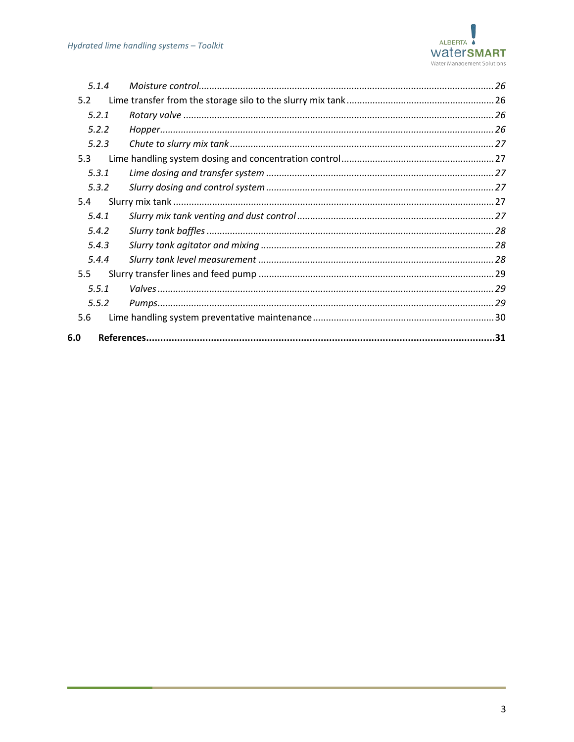*5.1.4 Moisture control* ..... *26*

5.2 Lime transfer from the storage silo to the slurry mix tank ..... 26

*5.2.1 Rotary valve* ..... *26*

*5.2.2 Hopper* ..... *26*

*5.2.3 Chute to slurry mix tank* ..... *27*

5.3 Lime handling system dosing and concentration control ..... 27

*5.3.1 Lime dosing and transfer system* ..... *27*

*5.3.2 Slurry dosing and control system* ..... *27*

5.4 Slurry mix tank ..... 27

*5.4.1 Slurry mix tank venting and dust control* ..... *27*

*5.4.2 Slurry tank baffles* ..... *28*

*5.4.3 Slurry tank agitator and mixing* ..... *28*

*5.4.4 Slurry tank level measurement* ..... *28*

5.5 Slurry transfer lines and feed pump ..... 29

*5.5.1 Valves* ..... *29*

*5.5.2 Pumps* ..... *29*

5.6 Lime handling system preventative maintenance ..... 30

**6.0 References ..... 31**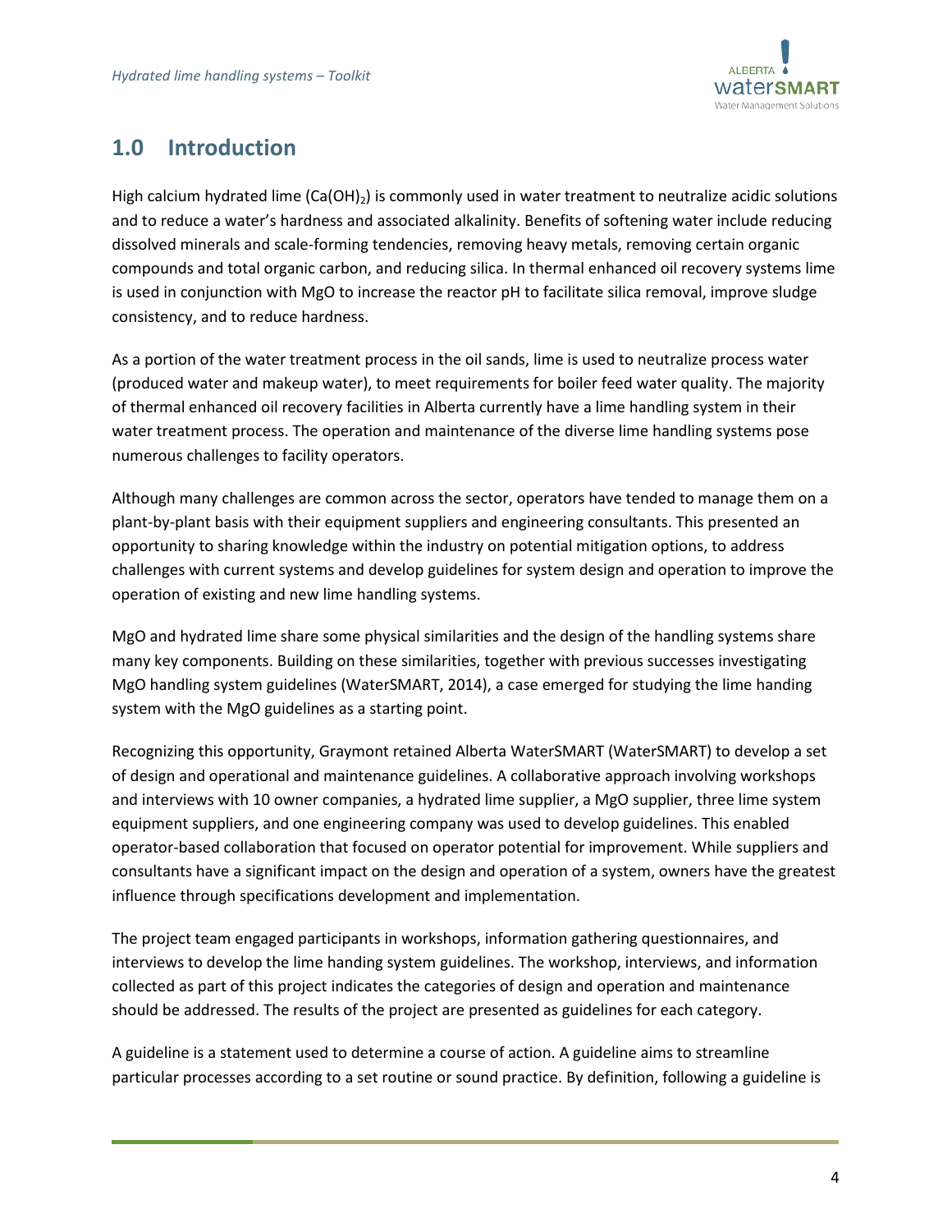## 1.0 Introduction

High calcium hydrated lime ($Ca(OH)_2$) is commonly used in water treatment to neutralize acidic solutions and to reduce a water's hardness and associated alkalinity. Benefits of softening water include reducing dissolved minerals and scale-forming tendencies, removing heavy metals, removing certain organic compounds and total organic carbon, and reducing silica. In thermal enhanced oil recovery systems lime is used in conjunction with MgO to increase the reactor pH to facilitate silica removal, improve sludge consistency, and to reduce hardness.

As a portion of the water treatment process in the oil sands, lime is used to neutralize process water (produced water and makeup water), to meet requirements for boiler feed water quality. The majority of thermal enhanced oil recovery facilities in Alberta currently have a lime handling system in their water treatment process. The operation and maintenance of the diverse lime handling systems pose numerous challenges to facility operators.

Although many challenges are common across the sector, operators have tended to manage them on a plant-by-plant basis with their equipment suppliers and engineering consultants. This presented an opportunity to sharing knowledge within the industry on potential mitigation options, to address challenges with current systems and develop guidelines for system design and operation to improve the operation of existing and new lime handling systems.

MgO and hydrated lime share some physical similarities and the design of the handling systems share many key components. Building on these similarities, together with previous successes investigating MgO handling system guidelines (WaterSMART, 2014), a case emerged for studying the lime handing system with the MgO guidelines as a starting point.

Recognizing this opportunity, Graymont retained Alberta WaterSMART (WaterSMART) to develop a set of design and operational and maintenance guidelines. A collaborative approach involving workshops and interviews with 10 owner companies, a hydrated lime supplier, a MgO supplier, three lime system equipment suppliers, and one engineering company was used to develop guidelines. This enabled operator-based collaboration that focused on operator potential for improvement. While suppliers and consultants have a significant impact on the design and operation of a system, owners have the greatest influence through specifications development and implementation.

The project team engaged participants in workshops, information gathering questionnaires, and interviews to develop the lime handing system guidelines. The workshop, interviews, and information collected as part of this project indicates the categories of design and operation and maintenance should be addressed. The results of the project are presented as guidelines for each category.

A guideline is a statement used to determine a course of action. A guideline aims to streamline particular processes according to a set routine or sound practice. By definition, following a guideline is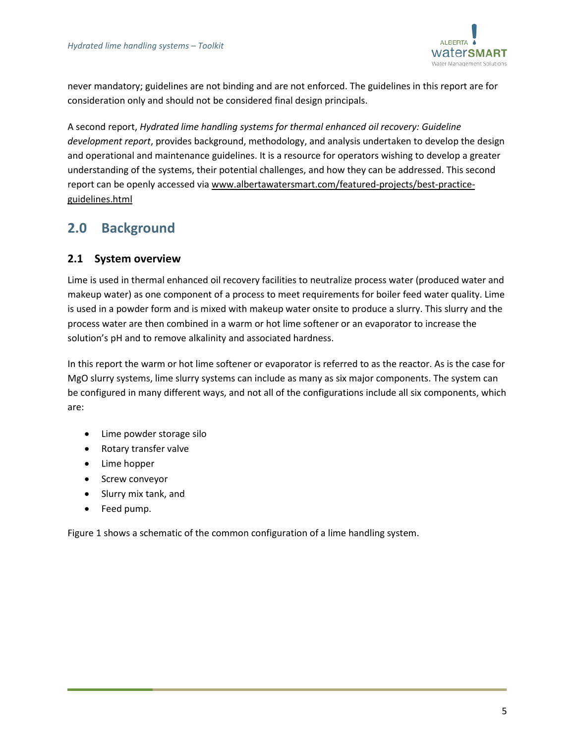never mandatory; guidelines are not binding and are not enforced. The guidelines in this report are for consideration only and should not be considered final design principals.

A second report, *Hydrated lime handling systems for thermal enhanced oil recovery: Guideline development report*, provides background, methodology, and analysis undertaken to develop the design and operational and maintenance guidelines. It is a resource for operators wishing to develop a greater understanding of the systems, their potential challenges, and how they can be addressed. This second report can be openly accessed via www.albertawatersmart.com/featured-projects/best-practice-guidelines.html

## 2.0 Background

### 2.1 System overview

Lime is used in thermal enhanced oil recovery facilities to neutralize process water (produced water and makeup water) as one component of a process to meet requirements for boiler feed water quality. Lime is used in a powder form and is mixed with makeup water onsite to produce a slurry. This slurry and the process water are then combined in a warm or hot lime softener or an evaporator to increase the solution's pH and to remove alkalinity and associated hardness.

In this report the warm or hot lime softener or evaporator is referred to as the reactor. As is the case for MgO slurry systems, lime slurry systems can include as many as six major components. The system can be configured in many different ways, and not all of the configurations include all six components, which are:

- Lime powder storage silo
- Rotary transfer valve
- Lime hopper
- Screw conveyor
- Slurry mix tank, and
- Feed pump.

Figure 1 shows a schematic of the common configuration of a lime handling system.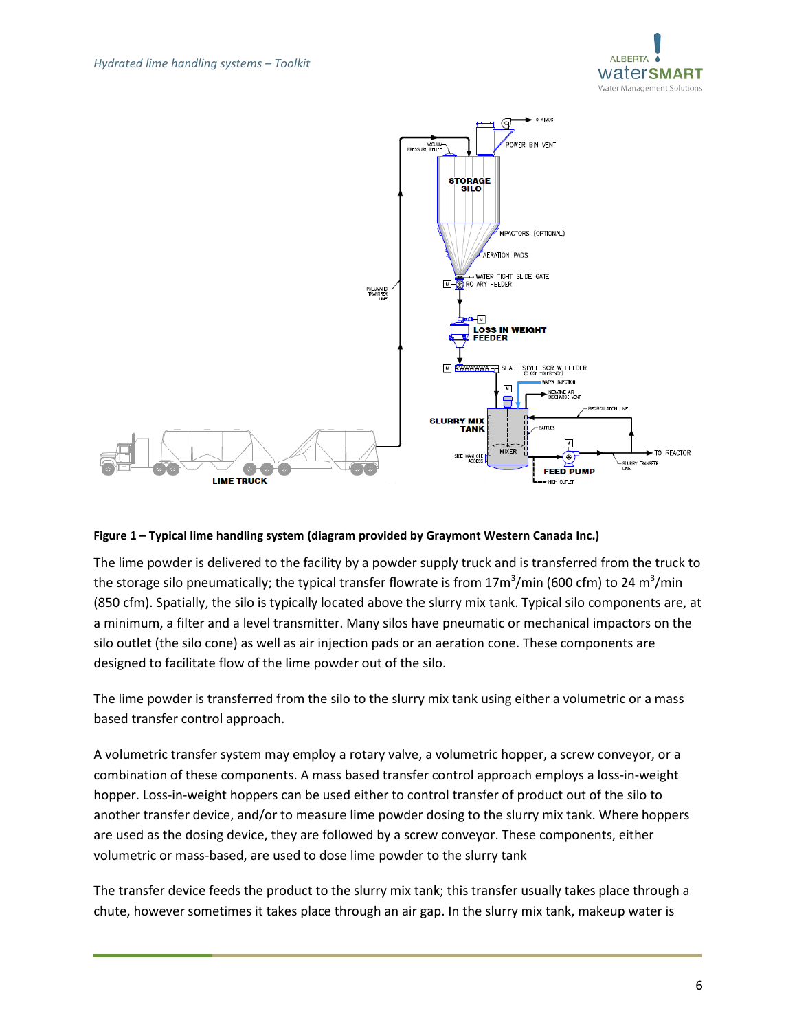**Figure 1 – Typical lime handling system (diagram provided by Graymont Western Canada Inc.)**

The lime powder is delivered to the facility by a powder supply truck and is transferred from the truck to the storage silo pneumatically; the typical transfer flowrate is from 17m$^3$/min (600 cfm) to 24 m$^3$/min (850 cfm). Spatially, the silo is typically located above the slurry mix tank. Typical silo components are, at a minimum, a filter and a level transmitter. Many silos have pneumatic or mechanical impactors on the silo outlet (the silo cone) as well as air injection pads or an aeration cone. These components are designed to facilitate flow of the lime powder out of the silo.

The lime powder is transferred from the silo to the slurry mix tank using either a volumetric or a mass based transfer control approach.

A volumetric transfer system may employ a rotary valve, a volumetric hopper, a screw conveyor, or a combination of these components. A mass based transfer control approach employs a loss-in-weight hopper. Loss-in-weight hoppers can be used either to control transfer of product out of the silo to another transfer device, and/or to measure lime powder dosing to the slurry mix tank. Where hoppers are used as the dosing device, they are followed by a screw conveyor. These components, either volumetric or mass-based, are used to dose lime powder to the slurry tank

The transfer device feeds the product to the slurry mix tank; this transfer usually takes place through a chute, however sometimes it takes place through an air gap. In the slurry mix tank, makeup water is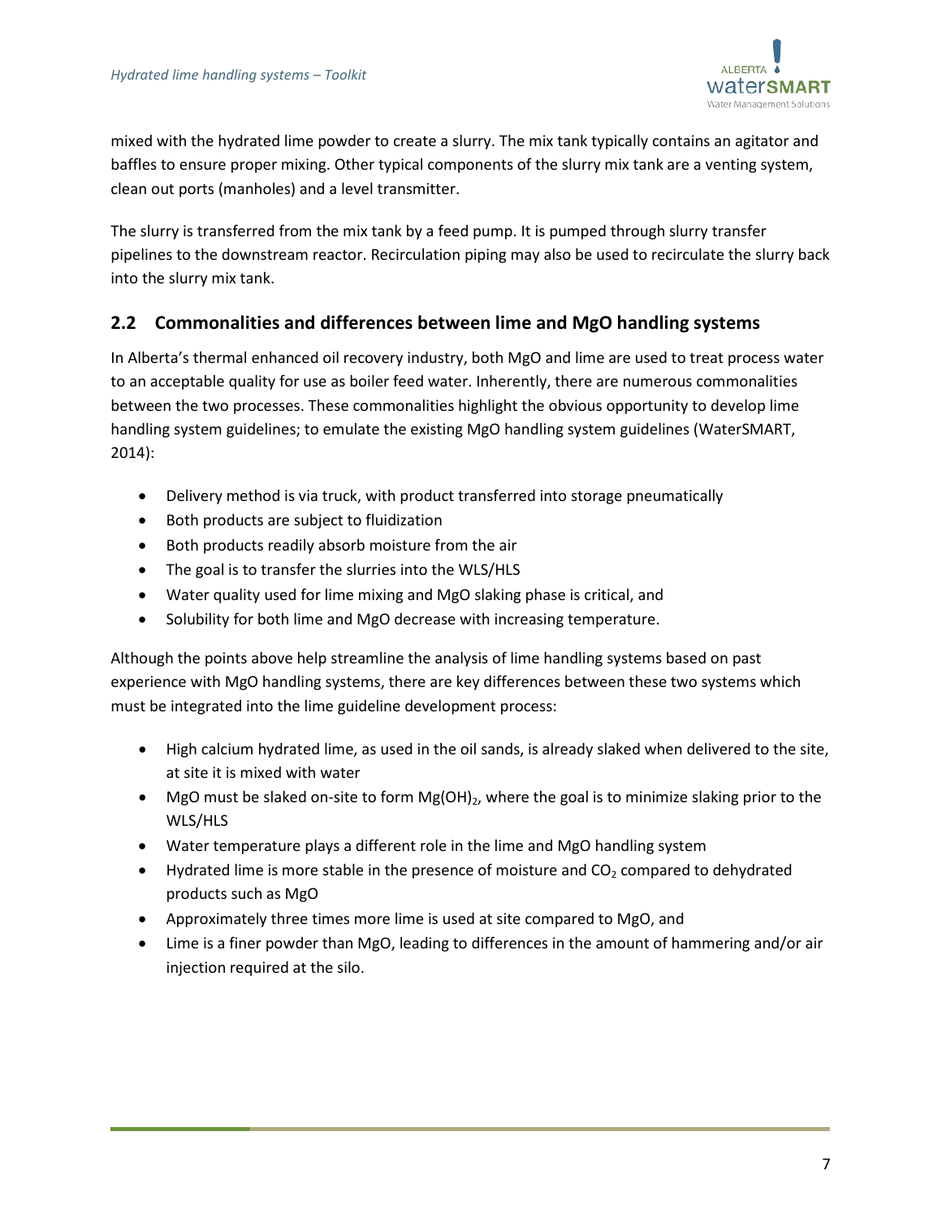mixed with the hydrated lime powder to create a slurry. The mix tank typically contains an agitator and baffles to ensure proper mixing. Other typical components of the slurry mix tank are a venting system, clean out ports (manholes) and a level transmitter.

The slurry is transferred from the mix tank by a feed pump. It is pumped through slurry transfer pipelines to the downstream reactor. Recirculation piping may also be used to recirculate the slurry back into the slurry mix tank.

## 2.2 Commonalities and differences between lime and MgO handling systems

In Alberta's thermal enhanced oil recovery industry, both MgO and lime are used to treat process water to an acceptable quality for use as boiler feed water. Inherently, there are numerous commonalities between the two processes. These commonalities highlight the obvious opportunity to develop lime handling system guidelines; to emulate the existing MgO handling system guidelines (WaterSMART, 2014):

- Delivery method is via truck, with product transferred into storage pneumatically
- Both products are subject to fluidization
- Both products readily absorb moisture from the air
- The goal is to transfer the slurries into the WLS/HLS
- Water quality used for lime mixing and MgO slaking phase is critical, and
- Solubility for both lime and MgO decrease with increasing temperature.

Although the points above help streamline the analysis of lime handling systems based on past experience with MgO handling systems, there are key differences between these two systems which must be integrated into the lime guideline development process:

- High calcium hydrated lime, as used in the oil sands, is already slaked when delivered to the site, at site it is mixed with water
- MgO must be slaked on-site to form $Mg(OH)_2$, where the goal is to minimize slaking prior to the WLS/HLS
- Water temperature plays a different role in the lime and MgO handling system
- Hydrated lime is more stable in the presence of moisture and $CO_2$ compared to dehydrated products such as MgO
- Approximately three times more lime is used at site compared to MgO, and
- Lime is a finer powder than MgO, leading to differences in the amount of hammering and/or air injection required at the silo.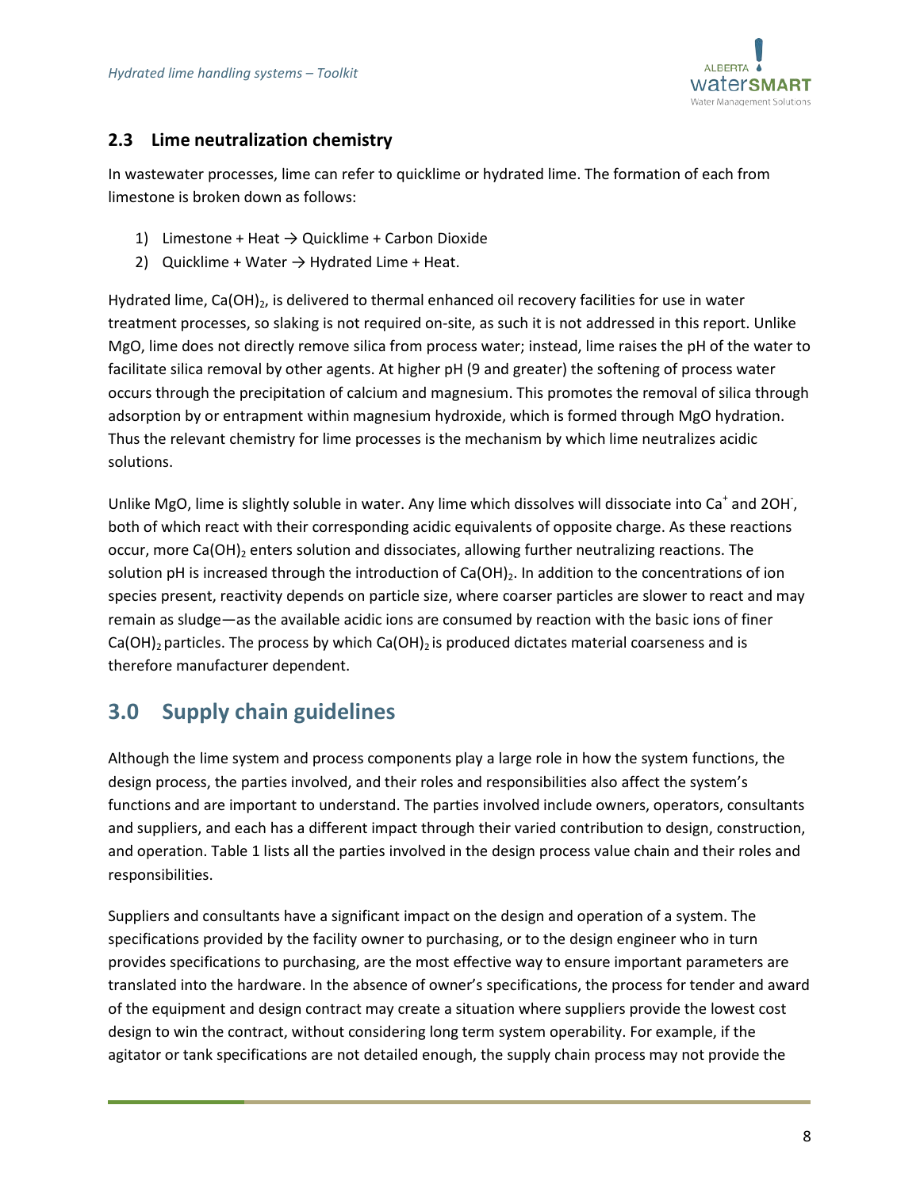### 2.3 Lime neutralization chemistry

In wastewater processes, lime can refer to quicklime or hydrated lime. The formation of each from limestone is broken down as follows:

1) Limestone + Heat → Quicklime + Carbon Dioxide
2) Quicklime + Water → Hydrated Lime + Heat.

Hydrated lime, $Ca(OH)_2$, is delivered to thermal enhanced oil recovery facilities for use in water treatment processes, so slaking is not required on-site, as such it is not addressed in this report. Unlike MgO, lime does not directly remove silica from process water; instead, lime raises the pH of the water to facilitate silica removal by other agents. At higher pH (9 and greater) the softening of process water occurs through the precipitation of calcium and magnesium. This promotes the removal of silica through adsorption by or entrapment within magnesium hydroxide, which is formed through MgO hydration. Thus the relevant chemistry for lime processes is the mechanism by which lime neutralizes acidic solutions.

Unlike MgO, lime is slightly soluble in water. Any lime which dissolves will dissociate into $Ca^{+}$ and $2OH^{-}$, both of which react with their corresponding acidic equivalents of opposite charge. As these reactions occur, more $Ca(OH)_2$ enters solution and dissociates, allowing further neutralizing reactions. The solution pH is increased through the introduction of $Ca(OH)_2$. In addition to the concentrations of ion species present, reactivity depends on particle size, where coarser particles are slower to react and may remain as sludge—as the available acidic ions are consumed by reaction with the basic ions of finer $Ca(OH)_2$ particles. The process by which $Ca(OH)_2$ is produced dictates material coarseness and is therefore manufacturer dependent.

## 3.0 Supply chain guidelines

Although the lime system and process components play a large role in how the system functions, the design process, the parties involved, and their roles and responsibilities also affect the system's functions and are important to understand. The parties involved include owners, operators, consultants and suppliers, and each has a different impact through their varied contribution to design, construction, and operation. Table 1 lists all the parties involved in the design process value chain and their roles and responsibilities.

Suppliers and consultants have a significant impact on the design and operation of a system. The specifications provided by the facility owner to purchasing, or to the design engineer who in turn provides specifications to purchasing, are the most effective way to ensure important parameters are translated into the hardware. In the absence of owner's specifications, the process for tender and award of the equipment and design contract may create a situation where suppliers provide the lowest cost design to win the contract, without considering long term system operability. For example, if the agitator or tank specifications are not detailed enough, the supply chain process may not provide the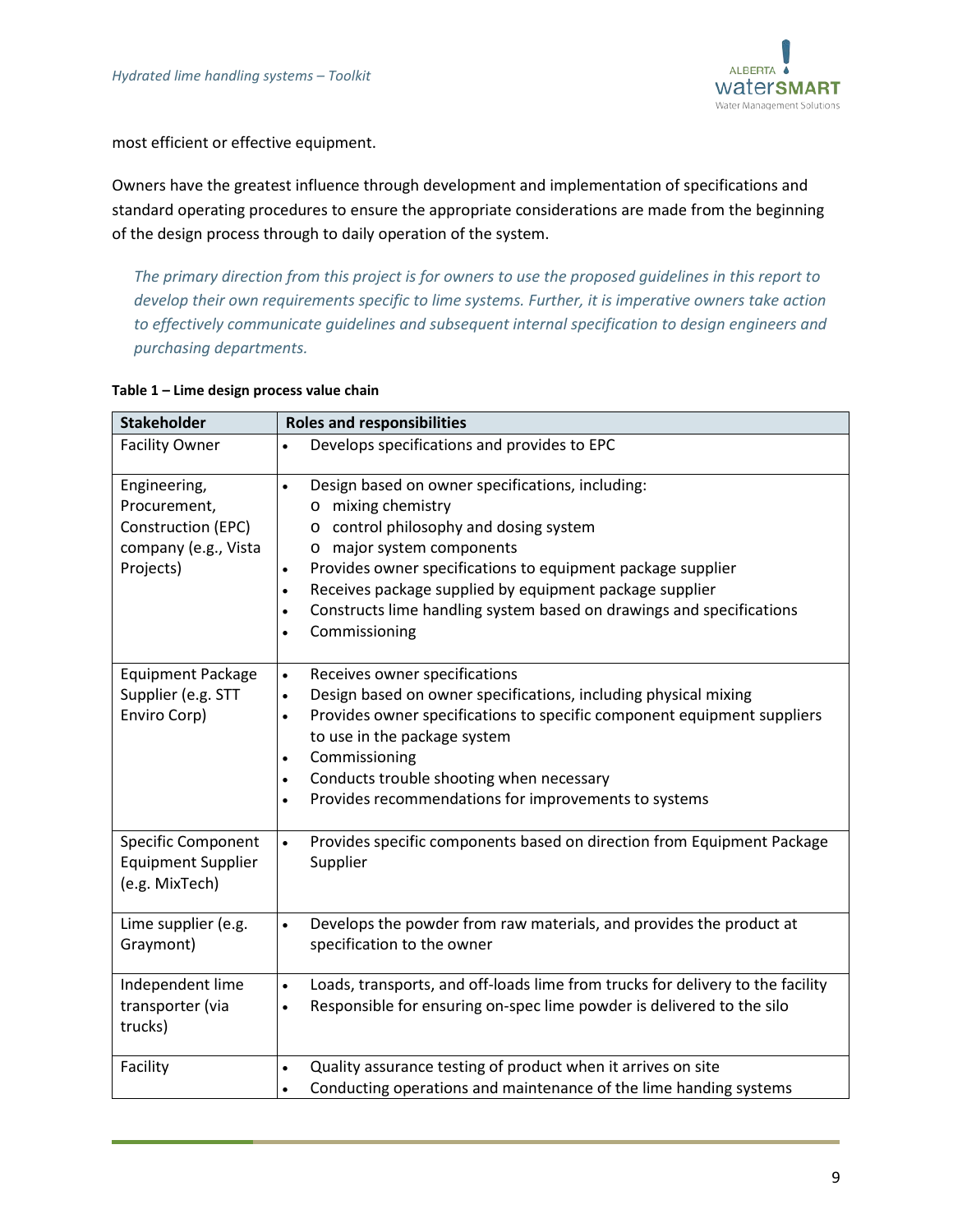most efficient or effective equipment.

Owners have the greatest influence through development and implementation of specifications and standard operating procedures to ensure the appropriate considerations are made from the beginning of the design process through to daily operation of the system.

*The primary direction from this project is for owners to use the proposed guidelines in this report to develop their own requirements specific to lime systems. Further, it is imperative owners take action to effectively communicate guidelines and subsequent internal specification to design engineers and purchasing departments.*

**Table 1 – Lime design process value chain**

| Stakeholder | Roles and responsibilities |
|---|---|
| Facility Owner | • Develops specifications and provides to EPC |
| Engineering, Procurement, Construction (EPC) company (e.g., Vista Projects) | • Design based on owner specifications, including:<br>  o mixing chemistry<br>  o control philosophy and dosing system<br>  o major system components<br>• Provides owner specifications to equipment package supplier<br>• Receives package supplied by equipment package supplier<br>• Constructs lime handling system based on drawings and specifications<br>• Commissioning |
| Equipment Package Supplier (e.g. STT Enviro Corp) | • Receives owner specifications<br>• Design based on owner specifications, including physical mixing<br>• Provides owner specifications to specific component equipment suppliers to use in the package system<br>• Commissioning<br>• Conducts trouble shooting when necessary<br>• Provides recommendations for improvements to systems |
| Specific Component Equipment Supplier (e.g. MixTech) | • Provides specific components based on direction from Equipment Package Supplier |
| Lime supplier (e.g. Graymont) | • Develops the powder from raw materials, and provides the product at specification to the owner |
| Independent lime transporter (via trucks) | • Loads, transports, and off-loads lime from trucks for delivery to the facility<br>• Responsible for ensuring on-spec lime powder is delivered to the silo |
| Facility | • Quality assurance testing of product when it arrives on site<br>• Conducting operations and maintenance of the lime handing systems |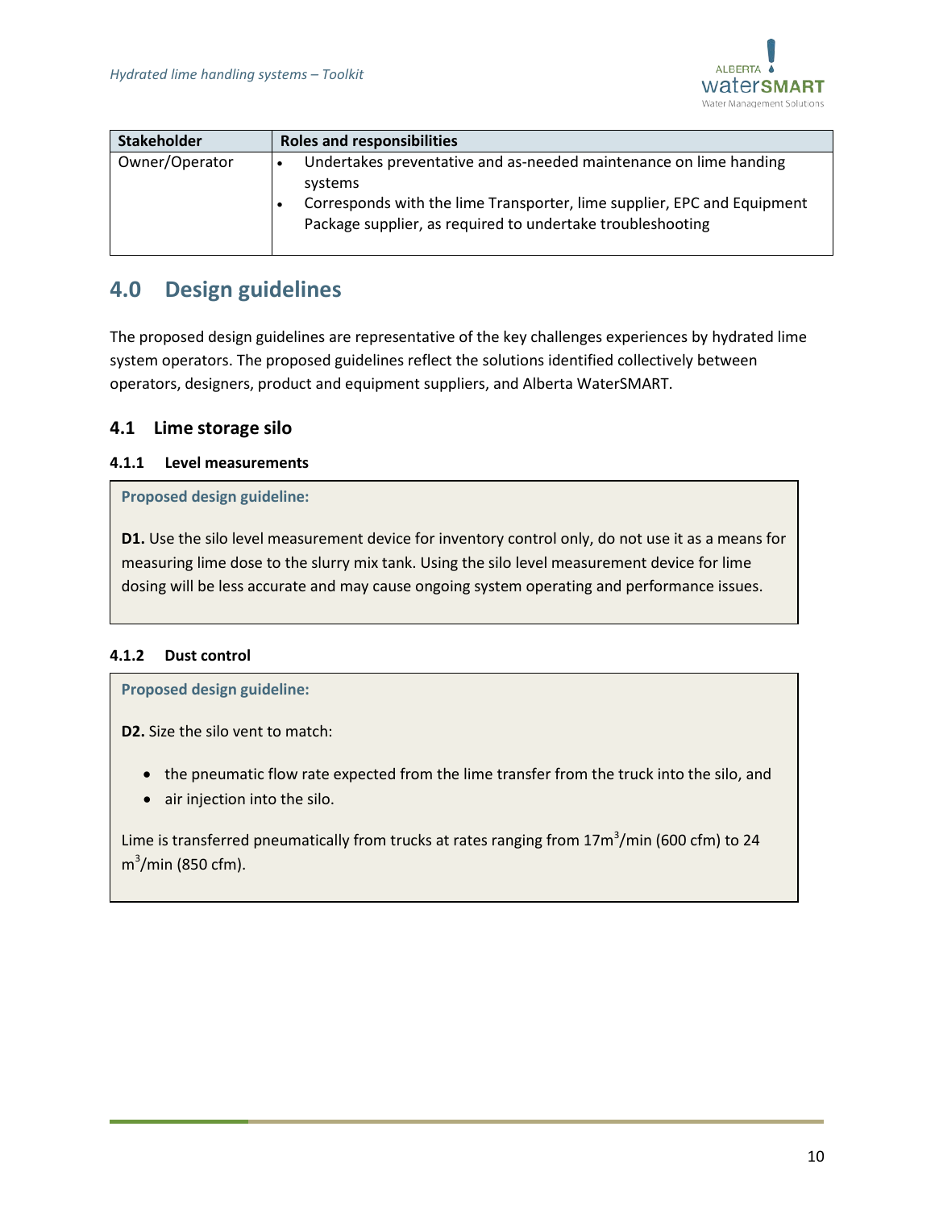| Stakeholder | Roles and responsibilities |
| --- | --- |
| Owner/Operator | • Undertakes preventative and as-needed maintenance on lime handing systems<br>• Corresponds with the lime Transporter, lime supplier, EPC and Equipment Package supplier, as required to undertake troubleshooting |

## 4.0 Design guidelines

The proposed design guidelines are representative of the key challenges experiences by hydrated lime system operators. The proposed guidelines reflect the solutions identified collectively between operators, designers, product and equipment suppliers, and Alberta WaterSMART.

### 4.1 Lime storage silo

#### 4.1.1 Level measurements

**Proposed design guideline:**

**D1.** Use the silo level measurement device for inventory control only, do not use it as a means for measuring lime dose to the slurry mix tank. Using the silo level measurement device for lime dosing will be less accurate and may cause ongoing system operating and performance issues.

#### 4.1.2 Dust control

**Proposed design guideline:**

**D2.** Size the silo vent to match:

- the pneumatic flow rate expected from the lime transfer from the truck into the silo, and
- air injection into the silo.

Lime is transferred pneumatically from trucks at rates ranging from 17m$^3$/min (600 cfm) to 24 m$^3$/min (850 cfm).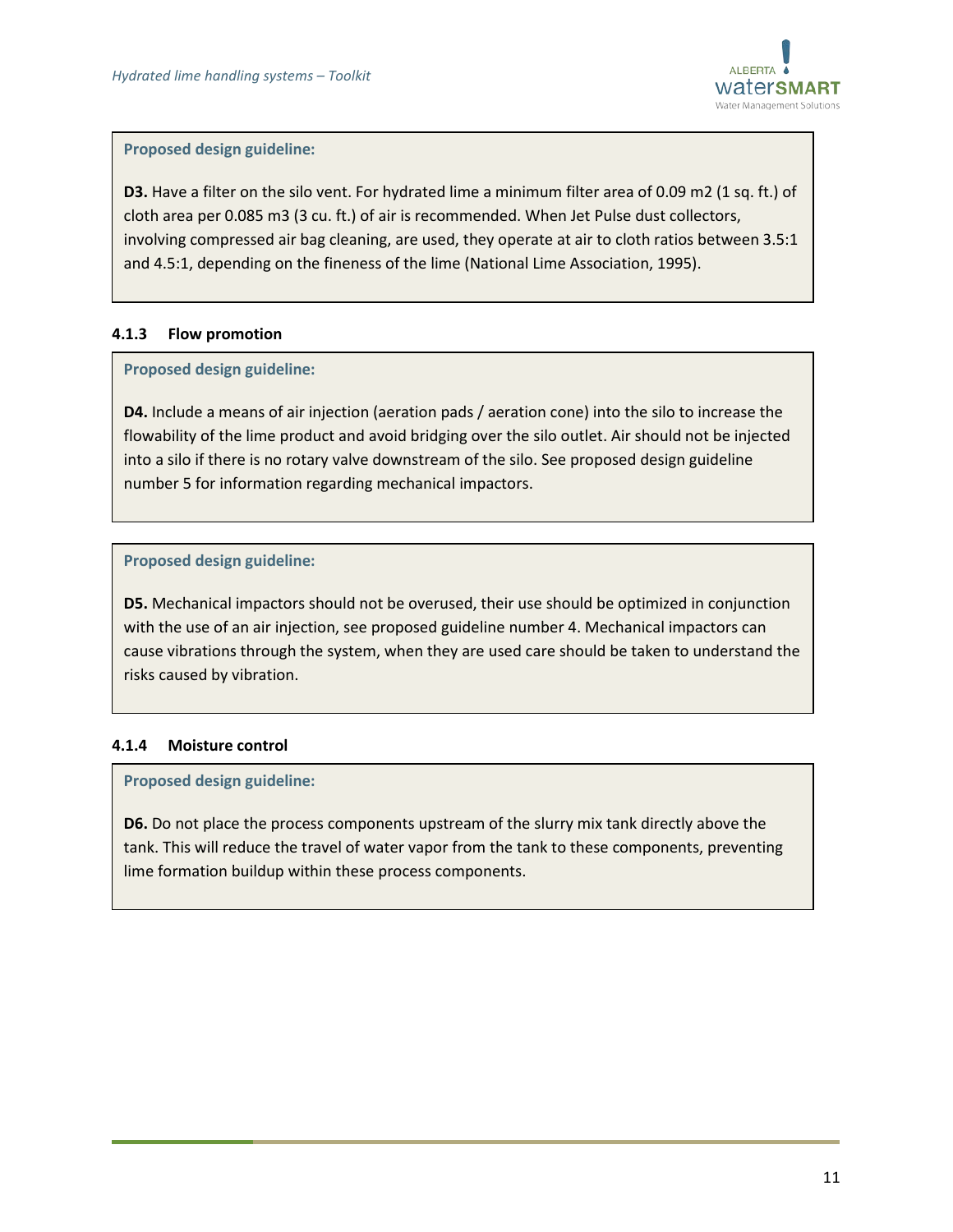**Proposed design guideline:**

**D3.** Have a filter on the silo vent. For hydrated lime a minimum filter area of 0.09 m2 (1 sq. ft.) of cloth area per 0.085 m3 (3 cu. ft.) of air is recommended. When Jet Pulse dust collectors, involving compressed air bag cleaning, are used, they operate at air to cloth ratios between 3.5:1 and 4.5:1, depending on the fineness of the lime (National Lime Association, 1995).

### 4.1.3 Flow promotion

**Proposed design guideline:**

**D4.** Include a means of air injection (aeration pads / aeration cone) into the silo to increase the flowability of the lime product and avoid bridging over the silo outlet. Air should not be injected into a silo if there is no rotary valve downstream of the silo. See proposed design guideline number 5 for information regarding mechanical impactors.

**Proposed design guideline:**

**D5.** Mechanical impactors should not be overused, their use should be optimized in conjunction with the use of an air injection, see proposed guideline number 4. Mechanical impactors can cause vibrations through the system, when they are used care should be taken to understand the risks caused by vibration.

### 4.1.4 Moisture control

**Proposed design guideline:**

**D6.** Do not place the process components upstream of the slurry mix tank directly above the tank. This will reduce the travel of water vapor from the tank to these components, preventing lime formation buildup within these process components.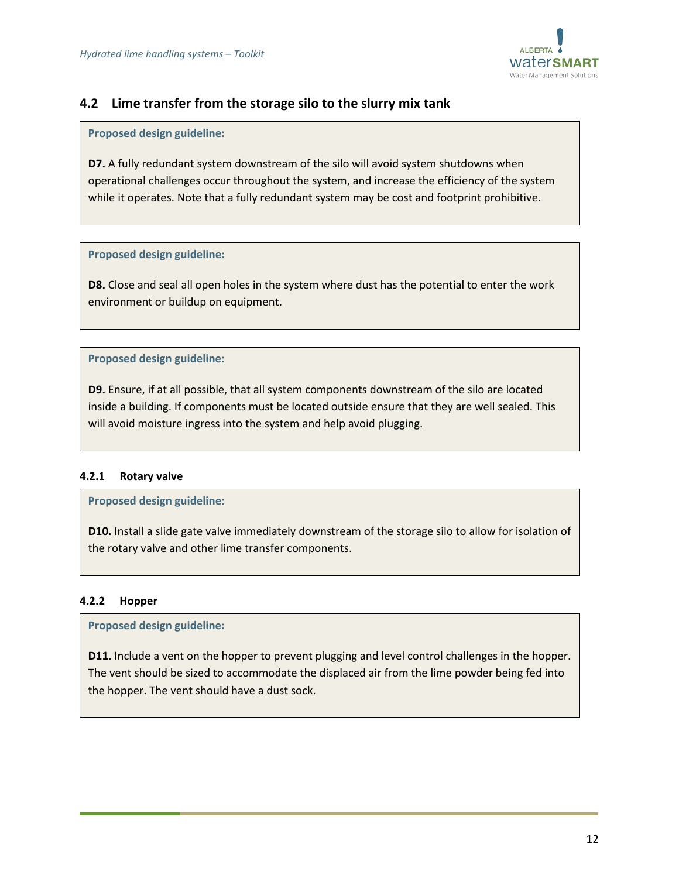## 4.2 Lime transfer from the storage silo to the slurry mix tank

**Proposed design guideline:**

**D7.** A fully redundant system downstream of the silo will avoid system shutdowns when operational challenges occur throughout the system, and increase the efficiency of the system while it operates. Note that a fully redundant system may be cost and footprint prohibitive.

**Proposed design guideline:**

**D8.** Close and seal all open holes in the system where dust has the potential to enter the work environment or buildup on equipment.

**Proposed design guideline:**

**D9.** Ensure, if at all possible, that all system components downstream of the silo are located inside a building. If components must be located outside ensure that they are well sealed. This will avoid moisture ingress into the system and help avoid plugging.

### 4.2.1 Rotary valve

**Proposed design guideline:**

**D10.** Install a slide gate valve immediately downstream of the storage silo to allow for isolation of the rotary valve and other lime transfer components.

### 4.2.2 Hopper

**Proposed design guideline:**

**D11.** Include a vent on the hopper to prevent plugging and level control challenges in the hopper. The vent should be sized to accommodate the displaced air from the lime powder being fed into the hopper. The vent should have a dust sock.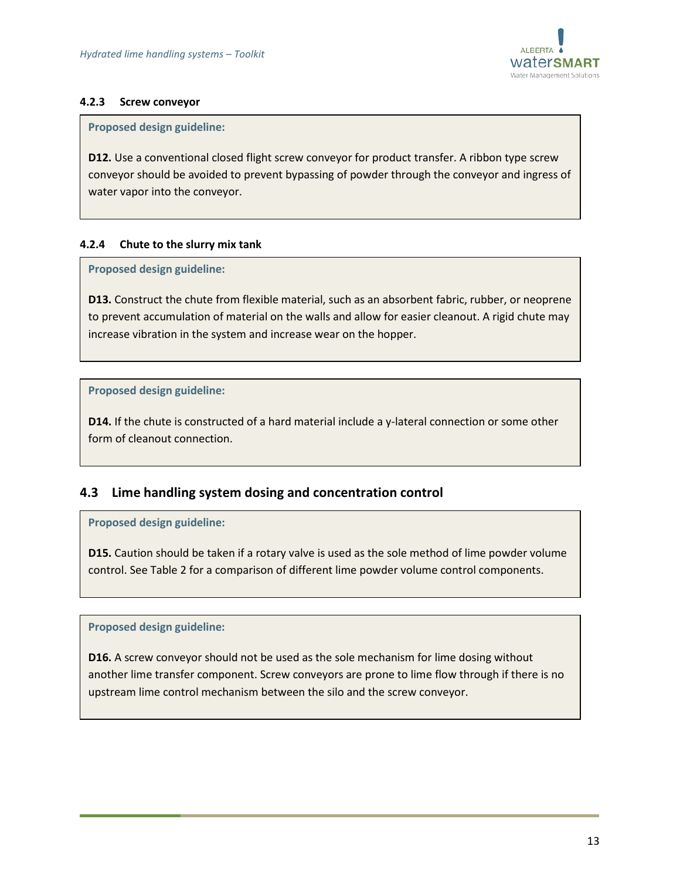#### 4.2.3 Screw conveyor

> **Proposed design guideline:**
>
> **D12.** Use a conventional closed flight screw conveyor for product transfer. A ribbon type screw conveyor should be avoided to prevent bypassing of powder through the conveyor and ingress of water vapor into the conveyor.

#### 4.2.4 Chute to the slurry mix tank

> **Proposed design guideline:**
>
> **D13.** Construct the chute from flexible material, such as an absorbent fabric, rubber, or neoprene to prevent accumulation of material on the walls and allow for easier cleanout. A rigid chute may increase vibration in the system and increase wear on the hopper.

> **Proposed design guideline:**
>
> **D14.** If the chute is constructed of a hard material include a y-lateral connection or some other form of cleanout connection.

### 4.3 Lime handling system dosing and concentration control

> **Proposed design guideline:**
>
> **D15.** Caution should be taken if a rotary valve is used as the sole method of lime powder volume control. See Table 2 for a comparison of different lime powder volume control components.

> **Proposed design guideline:**
>
> **D16.** A screw conveyor should not be used as the sole mechanism for lime dosing without another lime transfer component. Screw conveyors are prone to lime flow through if there is no upstream lime control mechanism between the silo and the screw conveyor.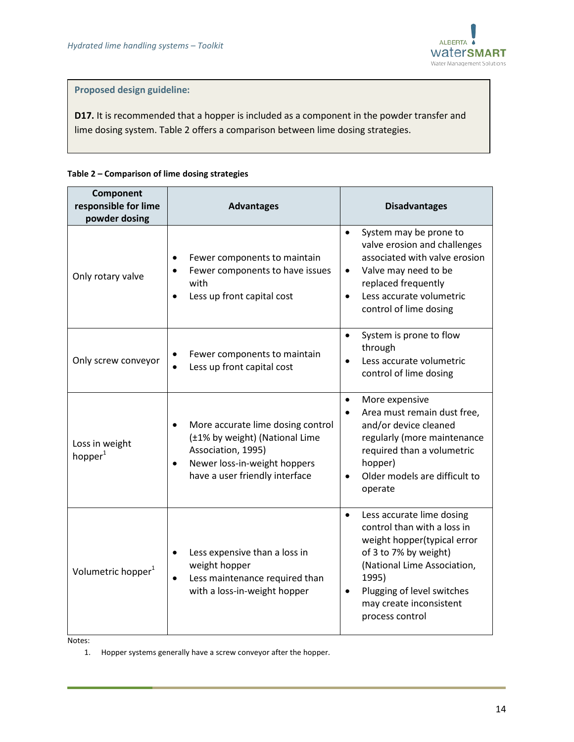**Proposed design guideline:**

**D17.** It is recommended that a hopper is included as a component in the powder transfer and lime dosing system. Table 2 offers a comparison between lime dosing strategies.

**Table 2 – Comparison of lime dosing strategies**

| Component responsible for lime powder dosing | Advantages | Disadvantages |
|---|---|---|
| Only rotary valve | • Fewer components to maintain<br>• Fewer components to have issues with<br>• Less up front capital cost | • System may be prone to valve erosion and challenges associated with valve erosion<br>• Valve may need to be replaced frequently<br>• Less accurate volumetric control of lime dosing |
| Only screw conveyor | • Fewer components to maintain<br>• Less up front capital cost | • System is prone to flow through<br>• Less accurate volumetric control of lime dosing |
| Loss in weight hopper[1] | • More accurate lime dosing control (±1% by weight) (National Lime Association, 1995)<br>• Newer loss-in-weight hoppers have a user friendly interface | • More expensive<br>• Area must remain dust free, and/or device cleaned regularly (more maintenance required than a volumetric hopper)<br>• Older models are difficult to operate |
| Volumetric hopper[1] | • Less expensive than a loss in weight hopper<br>• Less maintenance required than with a loss-in-weight hopper | • Less accurate lime dosing control than with a loss in weight hopper(typical error of 3 to 7% by weight) (National Lime Association, 1995)<br>• Plugging of level switches may create inconsistent process control |

Notes:

1. Hopper systems generally have a screw conveyor after the hopper.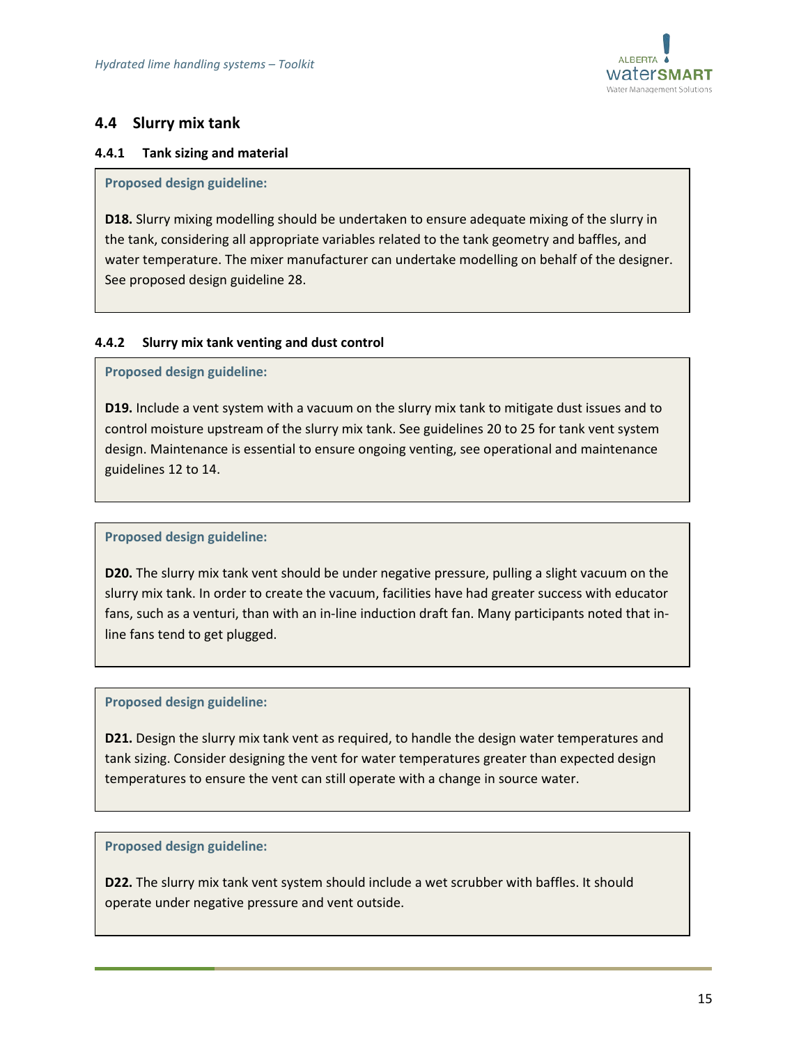## 4.4 Slurry mix tank

### 4.4.1 Tank sizing and material

**Proposed design guideline:**

**D18.** Slurry mixing modelling should be undertaken to ensure adequate mixing of the slurry in the tank, considering all appropriate variables related to the tank geometry and baffles, and water temperature. The mixer manufacturer can undertake modelling on behalf of the designer. See proposed design guideline 28.

### 4.4.2 Slurry mix tank venting and dust control

**Proposed design guideline:**

**D19.** Include a vent system with a vacuum on the slurry mix tank to mitigate dust issues and to control moisture upstream of the slurry mix tank. See guidelines 20 to 25 for tank vent system design. Maintenance is essential to ensure ongoing venting, see operational and maintenance guidelines 12 to 14.

**Proposed design guideline:**

**D20.** The slurry mix tank vent should be under negative pressure, pulling a slight vacuum on the slurry mix tank. In order to create the vacuum, facilities have had greater success with educator fans, such as a venturi, than with an in-line induction draft fan. Many participants noted that in-line fans tend to get plugged.

**Proposed design guideline:**

**D21.** Design the slurry mix tank vent as required, to handle the design water temperatures and tank sizing. Consider designing the vent for water temperatures greater than expected design temperatures to ensure the vent can still operate with a change in source water.

**Proposed design guideline:**

**D22.** The slurry mix tank vent system should include a wet scrubber with baffles. It should operate under negative pressure and vent outside.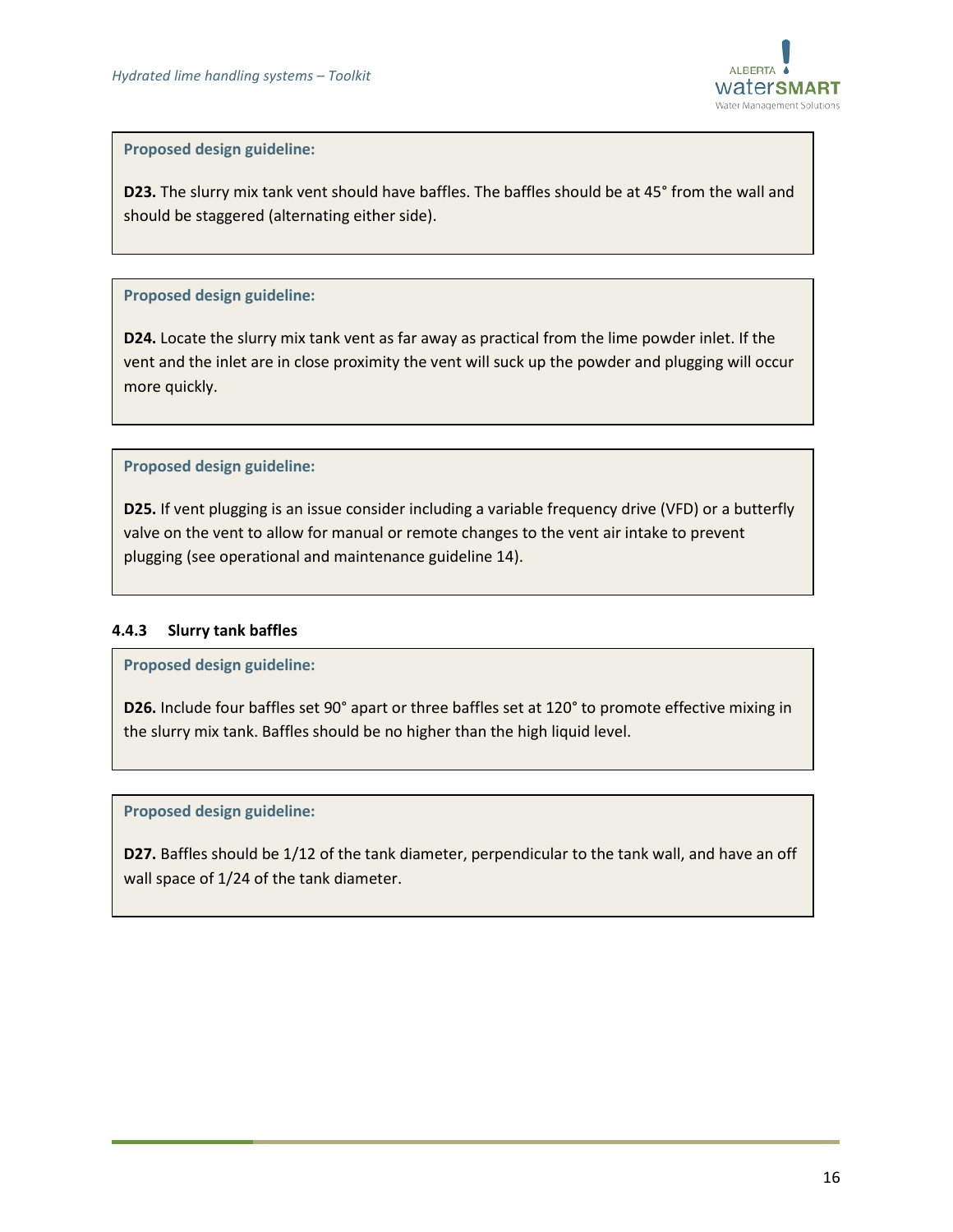**Proposed design guideline:**

**D23.** The slurry mix tank vent should have baffles. The baffles should be at 45° from the wall and should be staggered (alternating either side).

**Proposed design guideline:**

**D24.** Locate the slurry mix tank vent as far away as practical from the lime powder inlet. If the vent and the inlet are in close proximity the vent will suck up the powder and plugging will occur more quickly.

**Proposed design guideline:**

**D25.** If vent plugging is an issue consider including a variable frequency drive (VFD) or a butterfly valve on the vent to allow for manual or remote changes to the vent air intake to prevent plugging (see operational and maintenance guideline 14).

### 4.4.3 Slurry tank baffles

**Proposed design guideline:**

**D26.** Include four baffles set 90° apart or three baffles set at 120° to promote effective mixing in the slurry mix tank. Baffles should be no higher than the high liquid level.

**Proposed design guideline:**

**D27.** Baffles should be 1/12 of the tank diameter, perpendicular to the tank wall, and have an off wall space of 1/24 of the tank diameter.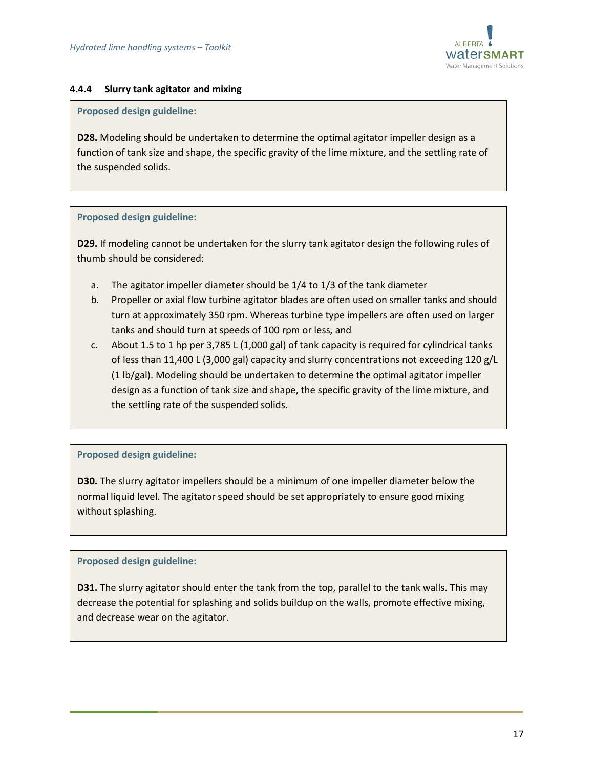#### 4.4.4 Slurry tank agitator and mixing

**Proposed design guideline:**

**D28.** Modeling should be undertaken to determine the optimal agitator impeller design as a function of tank size and shape, the specific gravity of the lime mixture, and the settling rate of the suspended solids.

**Proposed design guideline:**

**D29.** If modeling cannot be undertaken for the slurry tank agitator design the following rules of thumb should be considered:

a. The agitator impeller diameter should be 1/4 to 1/3 of the tank diameter
b. Propeller or axial flow turbine agitator blades are often used on smaller tanks and should turn at approximately 350 rpm. Whereas turbine type impellers are often used on larger tanks and should turn at speeds of 100 rpm or less, and
c. About 1.5 to 1 hp per 3,785 L (1,000 gal) of tank capacity is required for cylindrical tanks of less than 11,400 L (3,000 gal) capacity and slurry concentrations not exceeding 120 g/L (1 lb/gal). Modeling should be undertaken to determine the optimal agitator impeller design as a function of tank size and shape, the specific gravity of the lime mixture, and the settling rate of the suspended solids.

**Proposed design guideline:**

**D30.** The slurry agitator impellers should be a minimum of one impeller diameter below the normal liquid level. The agitator speed should be set appropriately to ensure good mixing without splashing.

**Proposed design guideline:**

**D31.** The slurry agitator should enter the tank from the top, parallel to the tank walls. This may decrease the potential for splashing and solids buildup on the walls, promote effective mixing, and decrease wear on the agitator.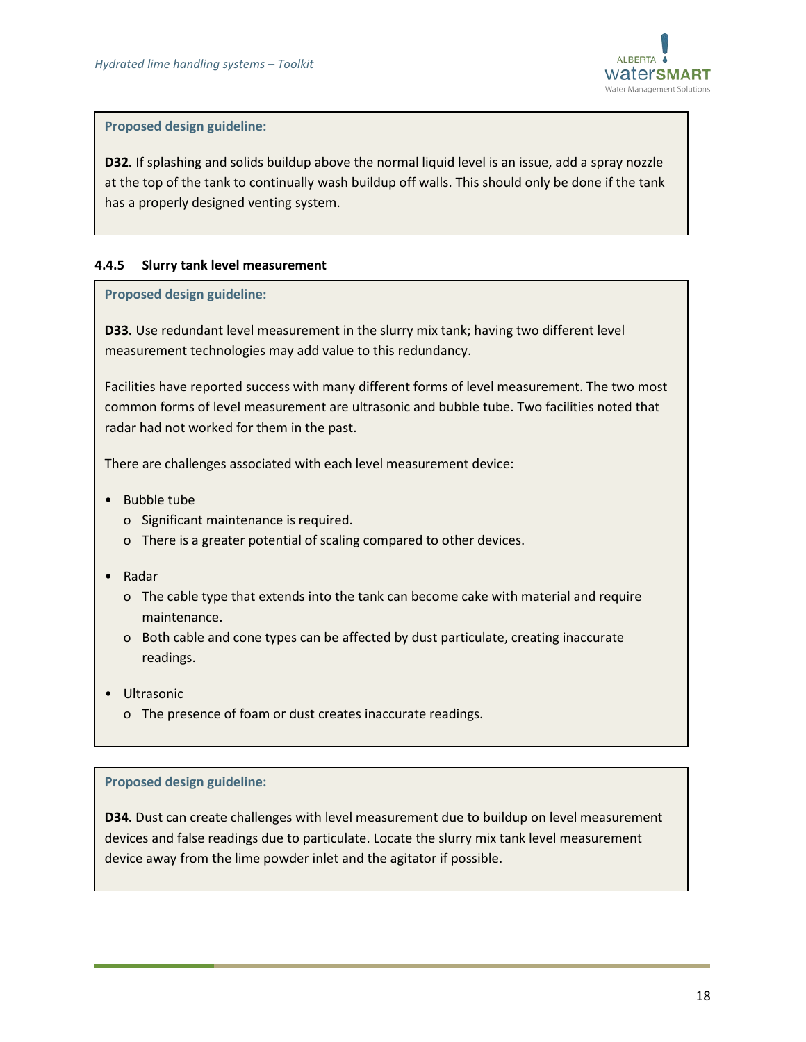**Proposed design guideline:**

**D32.** If splashing and solids buildup above the normal liquid level is an issue, add a spray nozzle at the top of the tank to continually wash buildup off walls. This should only be done if the tank has a properly designed venting system.

#### 4.4.5 Slurry tank level measurement

**Proposed design guideline:**

**D33.** Use redundant level measurement in the slurry mix tank; having two different level measurement technologies may add value to this redundancy.

Facilities have reported success with many different forms of level measurement. The two most common forms of level measurement are ultrasonic and bubble tube. Two facilities noted that radar had not worked for them in the past.

There are challenges associated with each level measurement device:

- Bubble tube
  - Significant maintenance is required.
  - There is a greater potential of scaling compared to other devices.
- Radar
  - The cable type that extends into the tank can become cake with material and require maintenance.
  - Both cable and cone types can be affected by dust particulate, creating inaccurate readings.
- Ultrasonic
  - The presence of foam or dust creates inaccurate readings.

**Proposed design guideline:**

**D34.** Dust can create challenges with level measurement due to buildup on level measurement devices and false readings due to particulate. Locate the slurry mix tank level measurement device away from the lime powder inlet and the agitator if possible.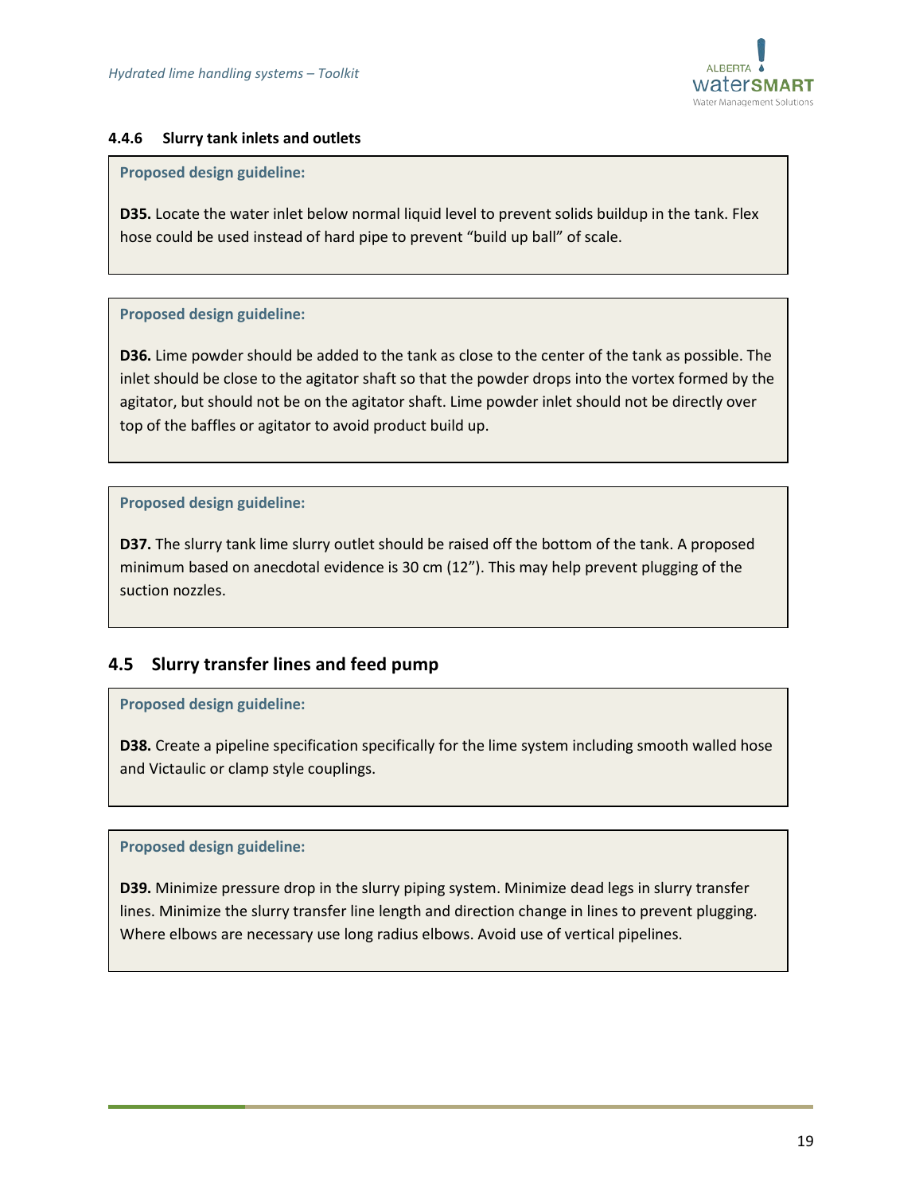#### 4.4.6 Slurry tank inlets and outlets

**Proposed design guideline:**

**D35.** Locate the water inlet below normal liquid level to prevent solids buildup in the tank. Flex hose could be used instead of hard pipe to prevent "build up ball" of scale.

**Proposed design guideline:**

**D36.** Lime powder should be added to the tank as close to the center of the tank as possible. The inlet should be close to the agitator shaft so that the powder drops into the vortex formed by the agitator, but should not be on the agitator shaft. Lime powder inlet should not be directly over top of the baffles or agitator to avoid product build up.

**Proposed design guideline:**

**D37.** The slurry tank lime slurry outlet should be raised off the bottom of the tank. A proposed minimum based on anecdotal evidence is 30 cm (12"). This may help prevent plugging of the suction nozzles.

## 4.5 Slurry transfer lines and feed pump

**Proposed design guideline:**

**D38.** Create a pipeline specification specifically for the lime system including smooth walled hose and Victaulic or clamp style couplings.

**Proposed design guideline:**

**D39.** Minimize pressure drop in the slurry piping system. Minimize dead legs in slurry transfer lines. Minimize the slurry transfer line length and direction change in lines to prevent plugging. Where elbows are necessary use long radius elbows. Avoid use of vertical pipelines.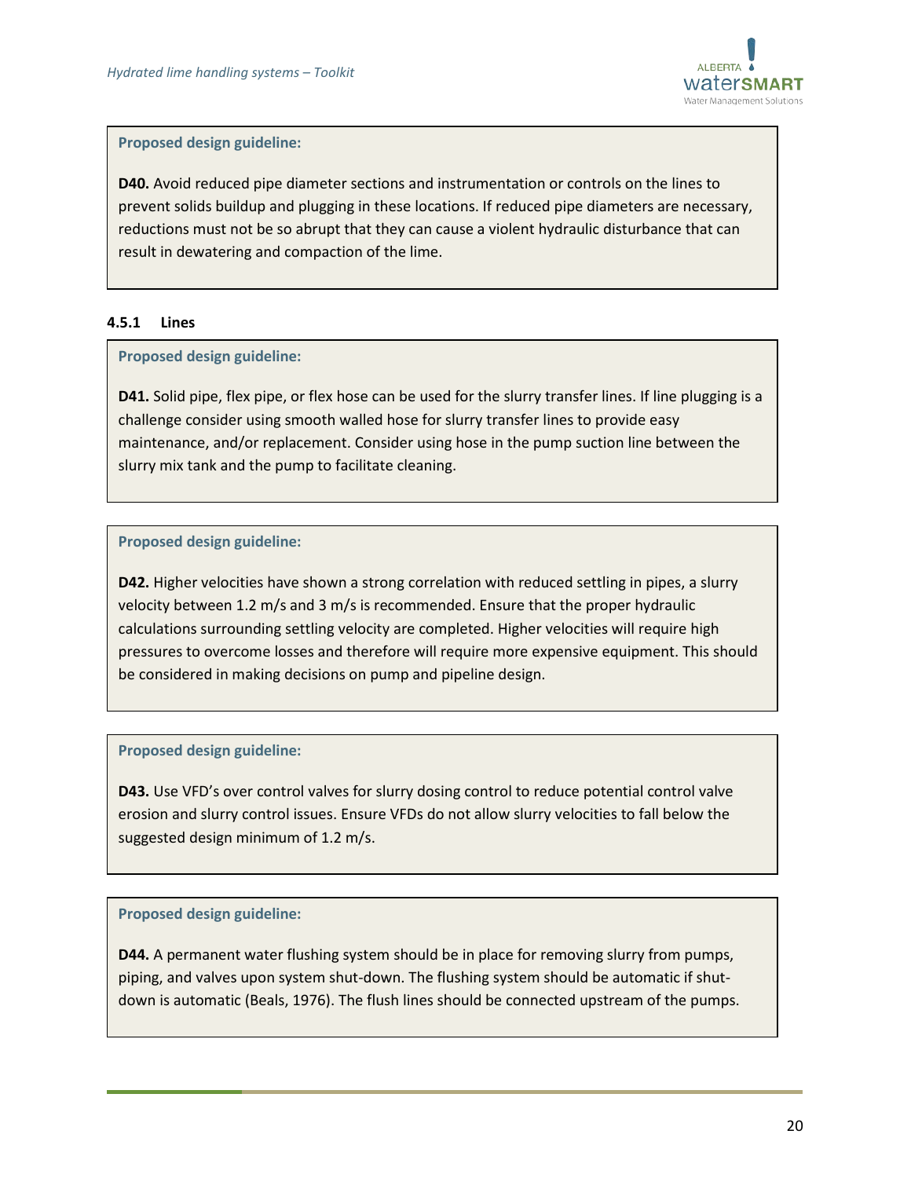**Proposed design guideline:**

**D40.** Avoid reduced pipe diameter sections and instrumentation or controls on the lines to prevent solids buildup and plugging in these locations. If reduced pipe diameters are necessary, reductions must not be so abrupt that they can cause a violent hydraulic disturbance that can result in dewatering and compaction of the lime.

#### 4.5.1 Lines

**Proposed design guideline:**

**D41.** Solid pipe, flex pipe, or flex hose can be used for the slurry transfer lines. If line plugging is a challenge consider using smooth walled hose for slurry transfer lines to provide easy maintenance, and/or replacement. Consider using hose in the pump suction line between the slurry mix tank and the pump to facilitate cleaning.

**Proposed design guideline:**

**D42.** Higher velocities have shown a strong correlation with reduced settling in pipes, a slurry velocity between 1.2 m/s and 3 m/s is recommended. Ensure that the proper hydraulic calculations surrounding settling velocity are completed. Higher velocities will require high pressures to overcome losses and therefore will require more expensive equipment. This should be considered in making decisions on pump and pipeline design.

**Proposed design guideline:**

**D43.** Use VFD's over control valves for slurry dosing control to reduce potential control valve erosion and slurry control issues. Ensure VFDs do not allow slurry velocities to fall below the suggested design minimum of 1.2 m/s.

**Proposed design guideline:**

**D44.** A permanent water flushing system should be in place for removing slurry from pumps, piping, and valves upon system shut-down. The flushing system should be automatic if shut-down is automatic (Beals, 1976). The flush lines should be connected upstream of the pumps.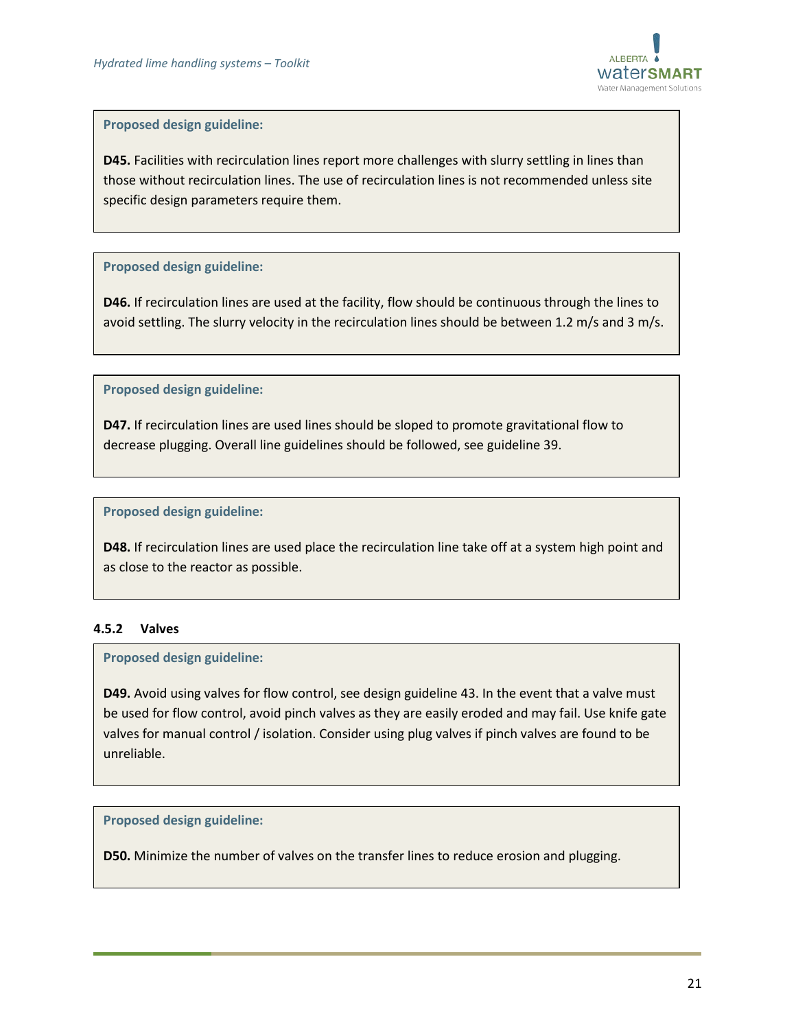**Proposed design guideline:**

**D45.** Facilities with recirculation lines report more challenges with slurry settling in lines than those without recirculation lines. The use of recirculation lines is not recommended unless site specific design parameters require them.

**Proposed design guideline:**

**D46.** If recirculation lines are used at the facility, flow should be continuous through the lines to avoid settling. The slurry velocity in the recirculation lines should be between 1.2 m/s and 3 m/s.

**Proposed design guideline:**

**D47.** If recirculation lines are used lines should be sloped to promote gravitational flow to decrease plugging. Overall line guidelines should be followed, see guideline 39.

**Proposed design guideline:**

**D48.** If recirculation lines are used place the recirculation line take off at a system high point and as close to the reactor as possible.

### 4.5.2 Valves

**Proposed design guideline:**

**D49.** Avoid using valves for flow control, see design guideline 43. In the event that a valve must be used for flow control, avoid pinch valves as they are easily eroded and may fail. Use knife gate valves for manual control / isolation. Consider using plug valves if pinch valves are found to be unreliable.

**Proposed design guideline:**

**D50.** Minimize the number of valves on the transfer lines to reduce erosion and plugging.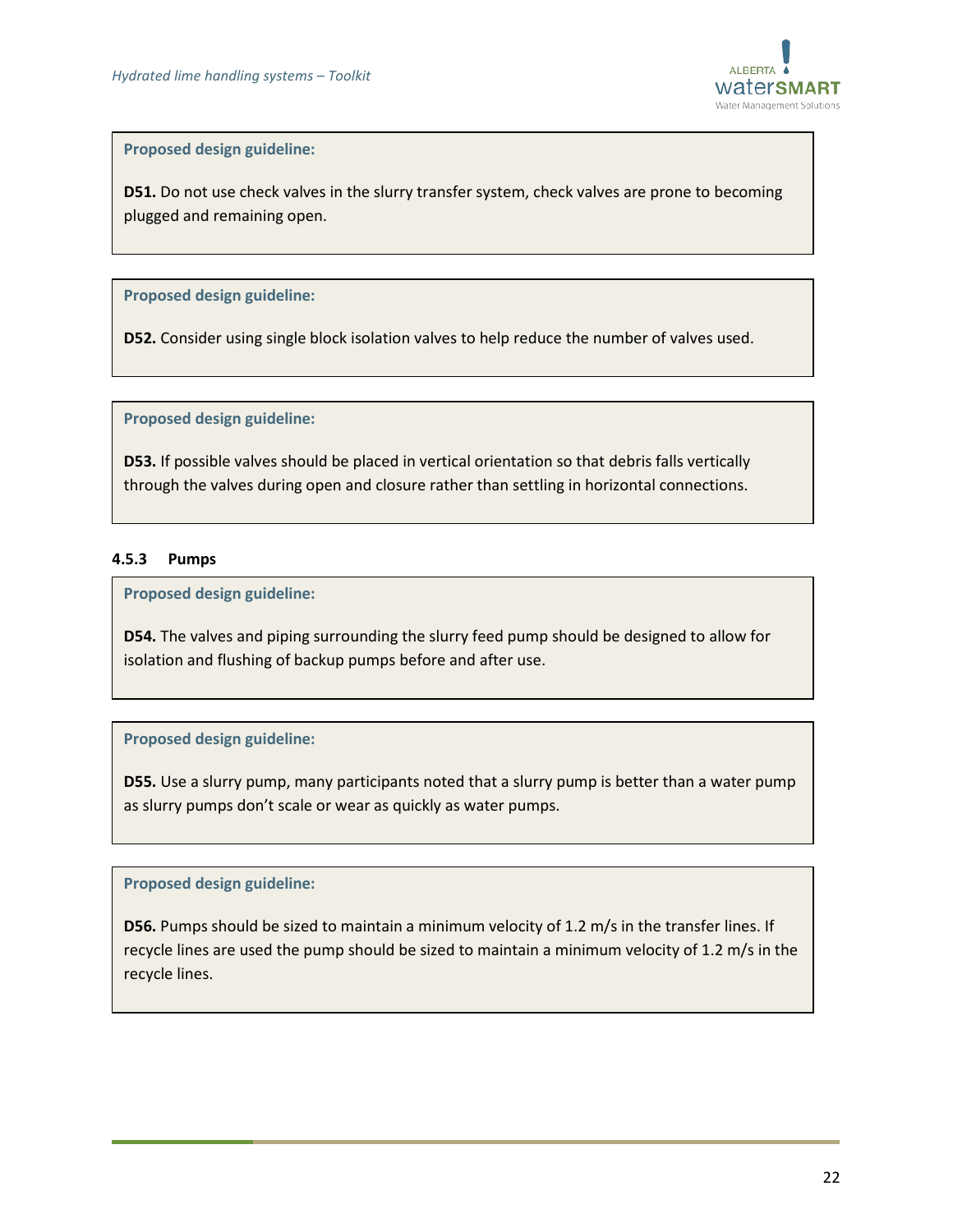**Proposed design guideline:**

**D51.** Do not use check valves in the slurry transfer system, check valves are prone to becoming plugged and remaining open.

**Proposed design guideline:**

**D52.** Consider using single block isolation valves to help reduce the number of valves used.

**Proposed design guideline:**

**D53.** If possible valves should be placed in vertical orientation so that debris falls vertically through the valves during open and closure rather than settling in horizontal connections.

### 4.5.3 Pumps

**Proposed design guideline:**

**D54.** The valves and piping surrounding the slurry feed pump should be designed to allow for isolation and flushing of backup pumps before and after use.

**Proposed design guideline:**

**D55.** Use a slurry pump, many participants noted that a slurry pump is better than a water pump as slurry pumps don't scale or wear as quickly as water pumps.

**Proposed design guideline:**

**D56.** Pumps should be sized to maintain a minimum velocity of 1.2 m/s in the transfer lines. If recycle lines are used the pump should be sized to maintain a minimum velocity of 1.2 m/s in the recycle lines.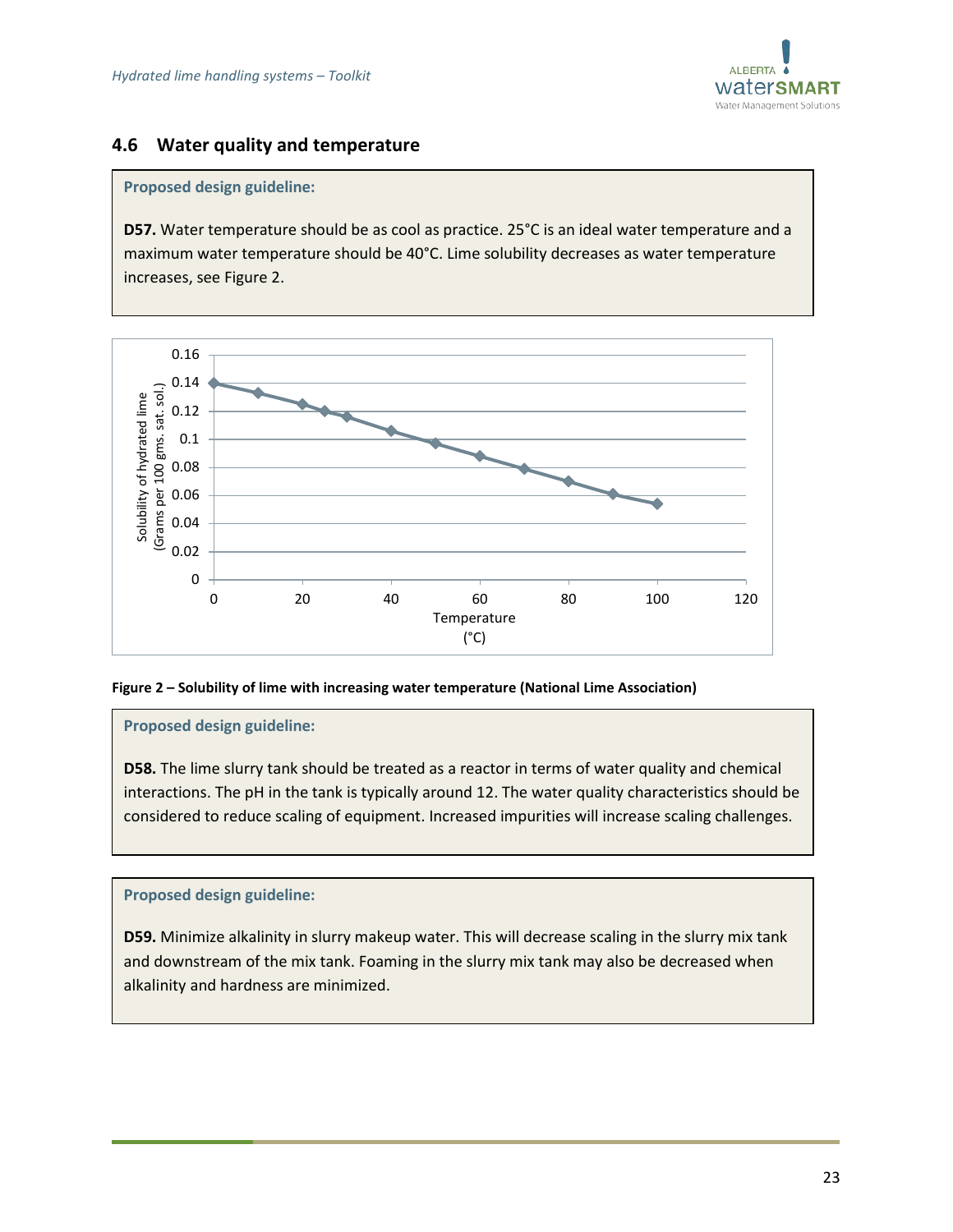## 4.6 Water quality and temperature

**Proposed design guideline:**

**D57.** Water temperature should be as cool as practice. 25°C is an ideal water temperature and a maximum water temperature should be 40°C. Lime solubility decreases as water temperature increases, see Figure 2.

**Figure 2 – Solubility of lime with increasing water temperature (National Lime Association)**

**Proposed design guideline:**

**D58.** The lime slurry tank should be treated as a reactor in terms of water quality and chemical interactions. The pH in the tank is typically around 12. The water quality characteristics should be considered to reduce scaling of equipment. Increased impurities will increase scaling challenges.

**Proposed design guideline:**

**D59.** Minimize alkalinity in slurry makeup water. This will decrease scaling in the slurry mix tank and downstream of the mix tank. Foaming in the slurry mix tank may also be decreased when alkalinity and hardness are minimized.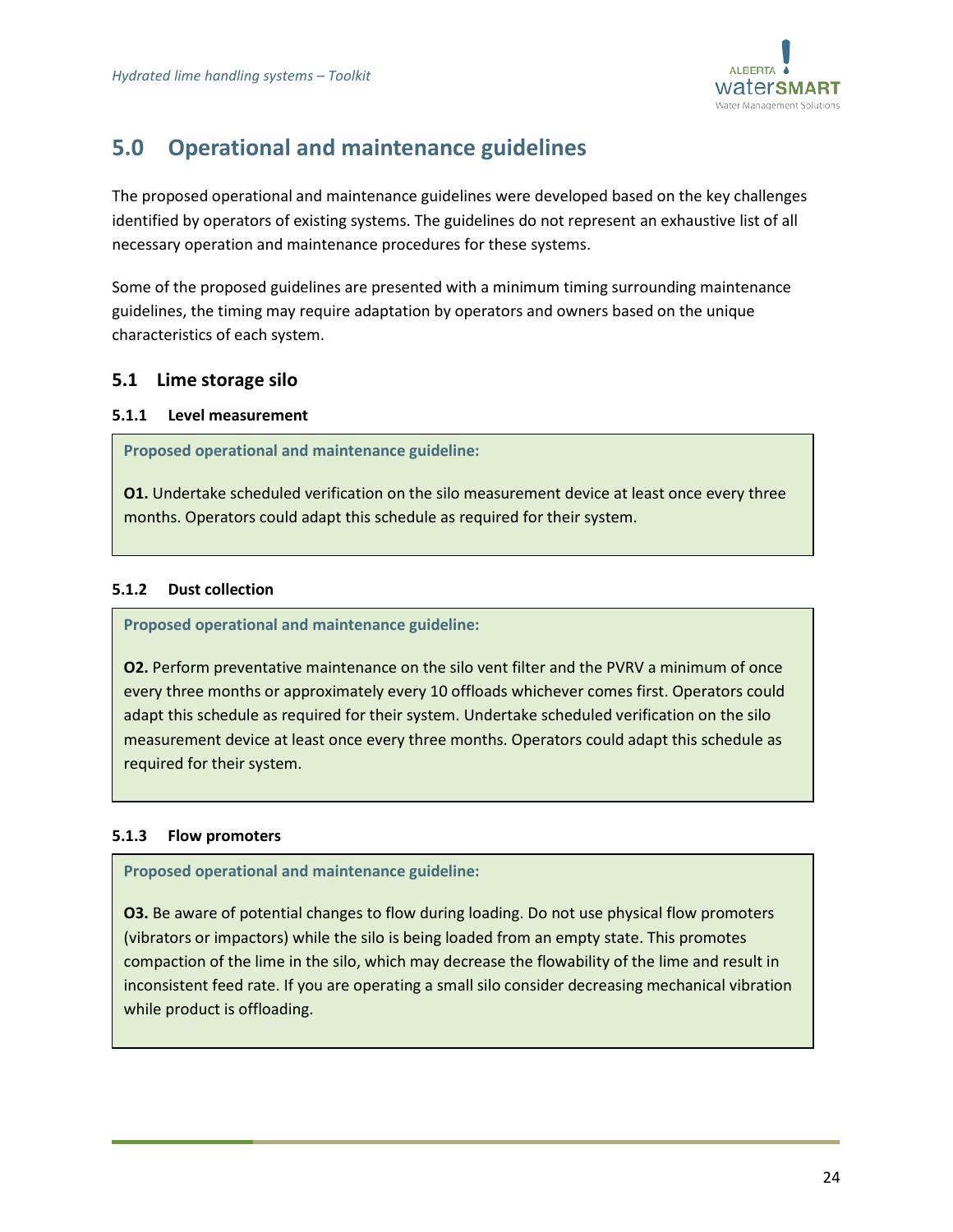# 5.0 Operational and maintenance guidelines

The proposed operational and maintenance guidelines were developed based on the key challenges identified by operators of existing systems. The guidelines do not represent an exhaustive list of all necessary operation and maintenance procedures for these systems.

Some of the proposed guidelines are presented with a minimum timing surrounding maintenance guidelines, the timing may require adaptation by operators and owners based on the unique characteristics of each system.

## 5.1 Lime storage silo

### 5.1.1 Level measurement

**Proposed operational and maintenance guideline:**

**O1.** Undertake scheduled verification on the silo measurement device at least once every three months. Operators could adapt this schedule as required for their system.

### 5.1.2 Dust collection

**Proposed operational and maintenance guideline:**

**O2.** Perform preventative maintenance on the silo vent filter and the PVRV a minimum of once every three months or approximately every 10 offloads whichever comes first. Operators could adapt this schedule as required for their system. Undertake scheduled verification on the silo measurement device at least once every three months. Operators could adapt this schedule as required for their system.

### 5.1.3 Flow promoters

**Proposed operational and maintenance guideline:**

**O3.** Be aware of potential changes to flow during loading. Do not use physical flow promoters (vibrators or impactors) while the silo is being loaded from an empty state. This promotes compaction of the lime in the silo, which may decrease the flowability of the lime and result in inconsistent feed rate. If you are operating a small silo consider decreasing mechanical vibration while product is offloading.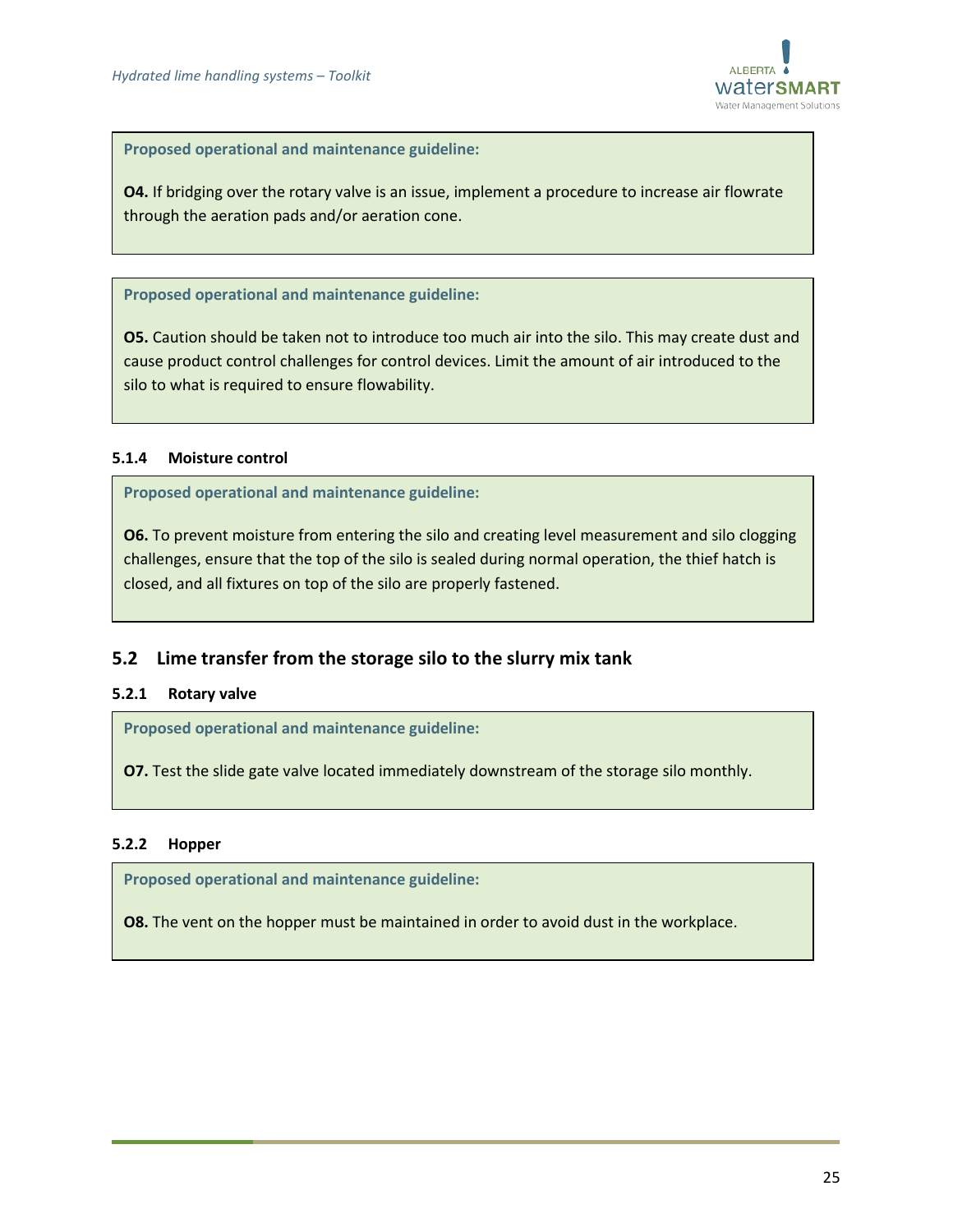**Proposed operational and maintenance guideline:**

**O4.** If bridging over the rotary valve is an issue, implement a procedure to increase air flowrate through the aeration pads and/or aeration cone.

**Proposed operational and maintenance guideline:**

**O5.** Caution should be taken not to introduce too much air into the silo. This may create dust and cause product control challenges for control devices. Limit the amount of air introduced to the silo to what is required to ensure flowability.

#### 5.1.4 Moisture control

**Proposed operational and maintenance guideline:**

**O6.** To prevent moisture from entering the silo and creating level measurement and silo clogging challenges, ensure that the top of the silo is sealed during normal operation, the thief hatch is closed, and all fixtures on top of the silo are properly fastened.

### 5.2 Lime transfer from the storage silo to the slurry mix tank

#### 5.2.1 Rotary valve

**Proposed operational and maintenance guideline:**

**O7.** Test the slide gate valve located immediately downstream of the storage silo monthly.

#### 5.2.2 Hopper

**Proposed operational and maintenance guideline:**

**O8.** The vent on the hopper must be maintained in order to avoid dust in the workplace.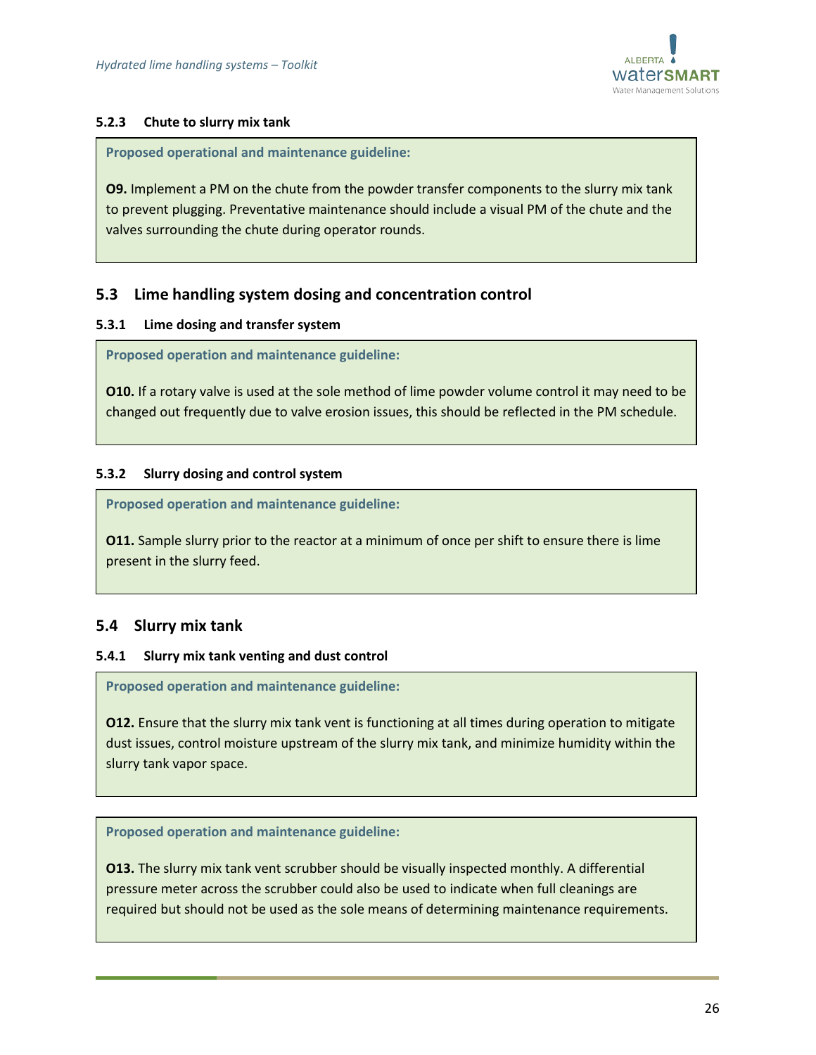#### 5.2.3 Chute to slurry mix tank

**Proposed operational and maintenance guideline:**

**O9.** Implement a PM on the chute from the powder transfer components to the slurry mix tank to prevent plugging. Preventative maintenance should include a visual PM of the chute and the valves surrounding the chute during operator rounds.

### 5.3 Lime handling system dosing and concentration control

#### 5.3.1 Lime dosing and transfer system

**Proposed operation and maintenance guideline:**

**O10.** If a rotary valve is used at the sole method of lime powder volume control it may need to be changed out frequently due to valve erosion issues, this should be reflected in the PM schedule.

#### 5.3.2 Slurry dosing and control system

**Proposed operation and maintenance guideline:**

**O11.** Sample slurry prior to the reactor at a minimum of once per shift to ensure there is lime present in the slurry feed.

### 5.4 Slurry mix tank

#### 5.4.1 Slurry mix tank venting and dust control

**Proposed operation and maintenance guideline:**

**O12.** Ensure that the slurry mix tank vent is functioning at all times during operation to mitigate dust issues, control moisture upstream of the slurry mix tank, and minimize humidity within the slurry tank vapor space.

**Proposed operation and maintenance guideline:**

**O13.** The slurry mix tank vent scrubber should be visually inspected monthly. A differential pressure meter across the scrubber could also be used to indicate when full cleanings are required but should not be used as the sole means of determining maintenance requirements.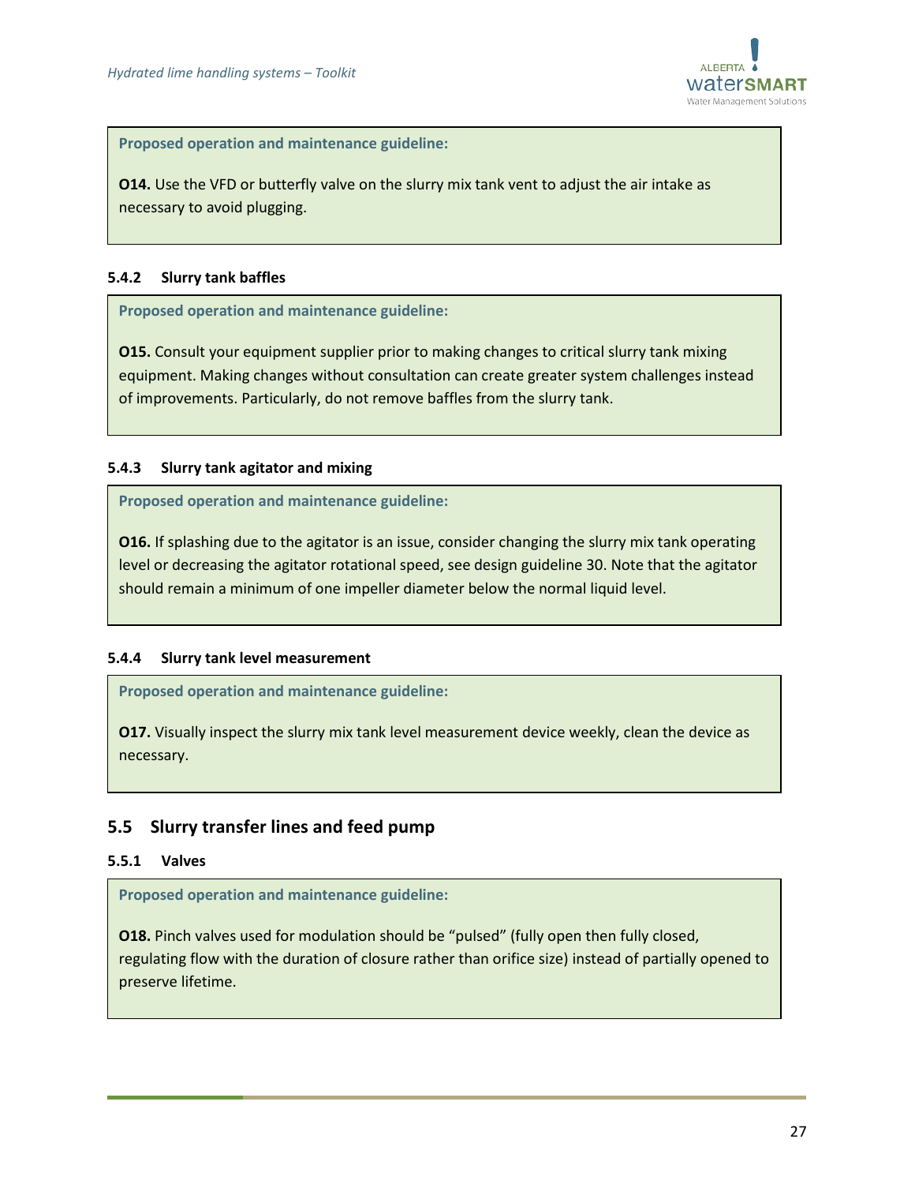**Proposed operation and maintenance guideline:**

**O14.** Use the VFD or butterfly valve on the slurry mix tank vent to adjust the air intake as necessary to avoid plugging.

### 5.4.2 Slurry tank baffles

**Proposed operation and maintenance guideline:**

**O15.** Consult your equipment supplier prior to making changes to critical slurry tank mixing equipment. Making changes without consultation can create greater system challenges instead of improvements. Particularly, do not remove baffles from the slurry tank.

### 5.4.3 Slurry tank agitator and mixing

**Proposed operation and maintenance guideline:**

**O16.** If splashing due to the agitator is an issue, consider changing the slurry mix tank operating level or decreasing the agitator rotational speed, see design guideline 30. Note that the agitator should remain a minimum of one impeller diameter below the normal liquid level.

### 5.4.4 Slurry tank level measurement

**Proposed operation and maintenance guideline:**

**O17.** Visually inspect the slurry mix tank level measurement device weekly, clean the device as necessary.

## 5.5 Slurry transfer lines and feed pump

### 5.5.1 Valves

**Proposed operation and maintenance guideline:**

**O18.** Pinch valves used for modulation should be "pulsed" (fully open then fully closed, regulating flow with the duration of closure rather than orifice size) instead of partially opened to preserve lifetime.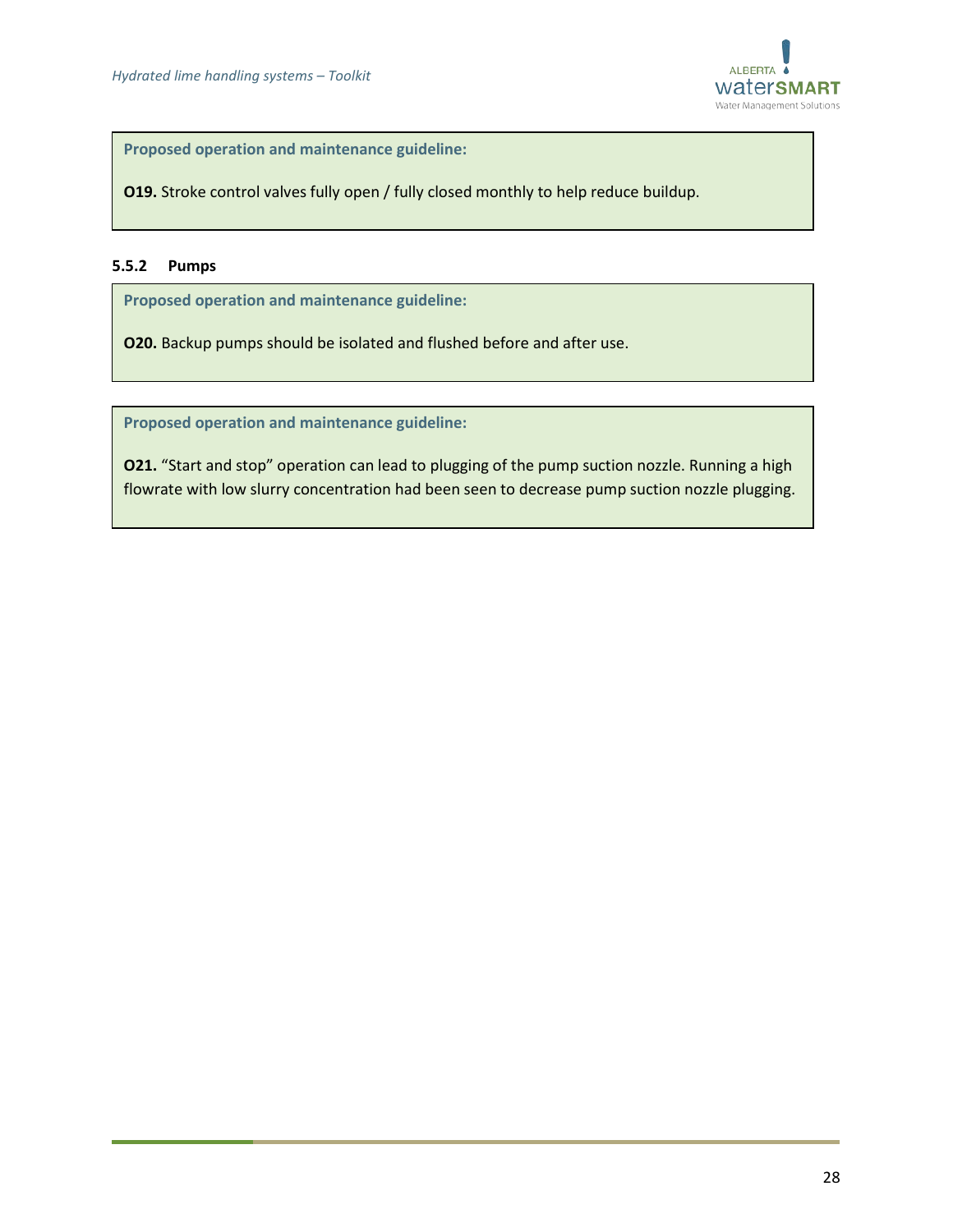**Proposed operation and maintenance guideline:**

**O19.** Stroke control valves fully open / fully closed monthly to help reduce buildup.

### 5.5.2 Pumps

**Proposed operation and maintenance guideline:**

**O20.** Backup pumps should be isolated and flushed before and after use.

**Proposed operation and maintenance guideline:**

**O21.** “Start and stop” operation can lead to plugging of the pump suction nozzle. Running a high flowrate with low slurry concentration had been seen to decrease pump suction nozzle plugging.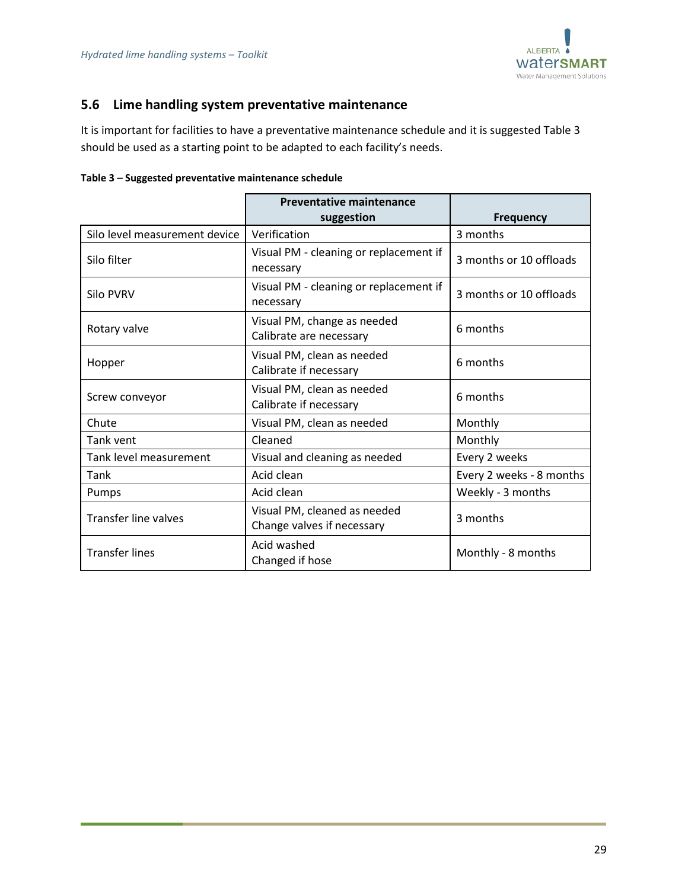## 5.6 Lime handling system preventative maintenance

It is important for facilities to have a preventative maintenance schedule and it is suggested Table 3 should be used as a starting point to be adapted to each facility's needs.

**Table 3 – Suggested preventative maintenance schedule**

| | Preventative maintenance suggestion | Frequency |
|---|---|---|
| Silo level measurement device | Verification | 3 months |
| Silo filter | Visual PM - cleaning or replacement if necessary | 3 months or 10 offloads |
| Silo PVRV | Visual PM - cleaning or replacement if necessary | 3 months or 10 offloads |
| Rotary valve | Visual PM, change as needed<br>Calibrate are necessary | 6 months |
| Hopper | Visual PM, clean as needed<br>Calibrate if necessary | 6 months |
| Screw conveyor | Visual PM, clean as needed<br>Calibrate if necessary | 6 months |
| Chute | Visual PM, clean as needed | Monthly |
| Tank vent | Cleaned | Monthly |
| Tank level measurement | Visual and cleaning as needed | Every 2 weeks |
| Tank | Acid clean | Every 2 weeks - 8 months |
| Pumps | Acid clean | Weekly - 3 months |
| Transfer line valves | Visual PM, cleaned as needed<br>Change valves if necessary | 3 months |
| Transfer lines | Acid washed<br>Changed if hose | Monthly - 8 months |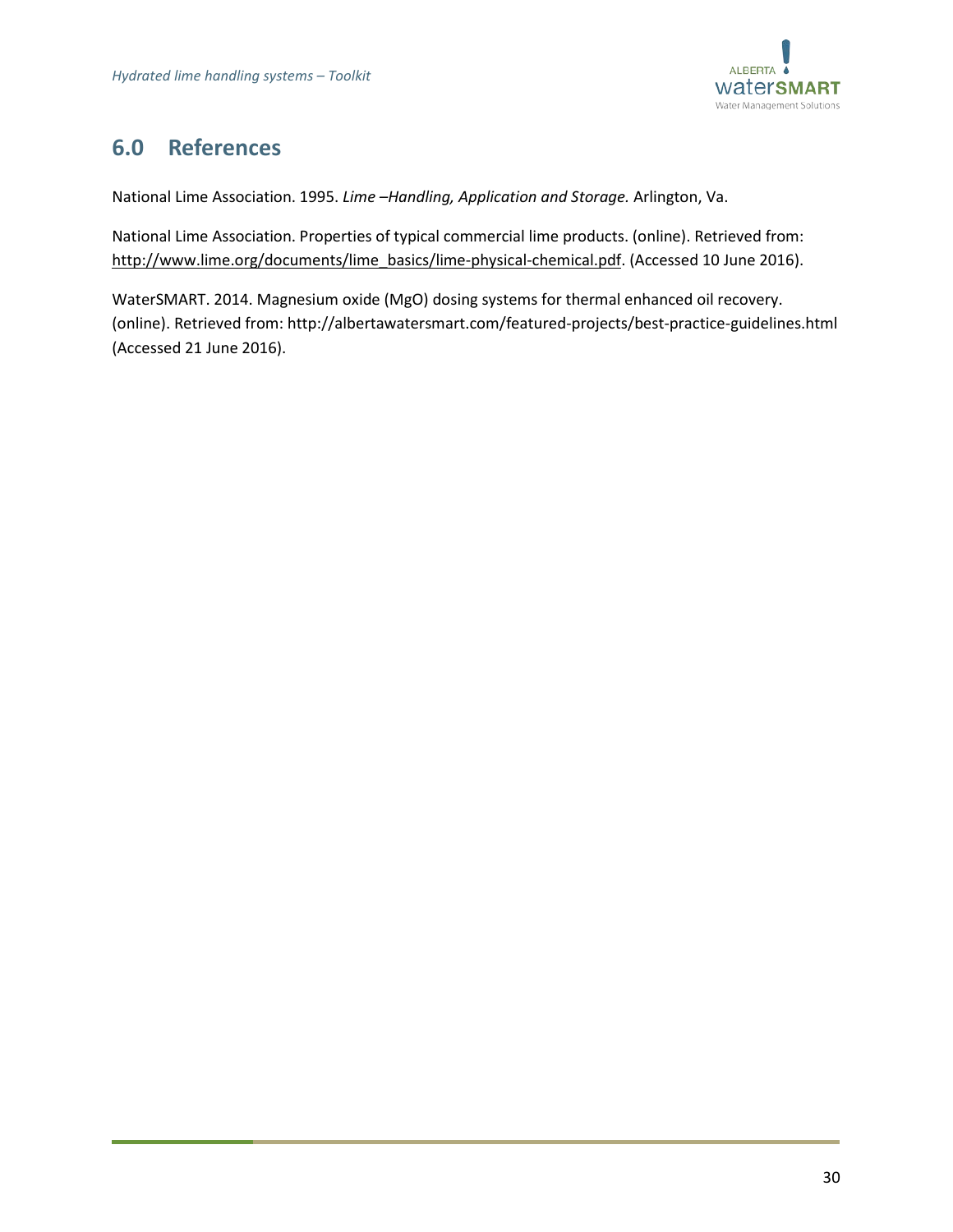## 6.0 References

National Lime Association. 1995. *Lime –Handling, Application and Storage.* Arlington, Va.

National Lime Association. Properties of typical commercial lime products. (online). Retrieved from: http://www.lime.org/documents/lime_basics/lime-physical-chemical.pdf. (Accessed 10 June 2016).

WaterSMART. 2014. Magnesium oxide (MgO) dosing systems for thermal enhanced oil recovery. (online). Retrieved from: http://albertawatersmart.com/featured-projects/best-practice-guidelines.html (Accessed 21 June 2016).